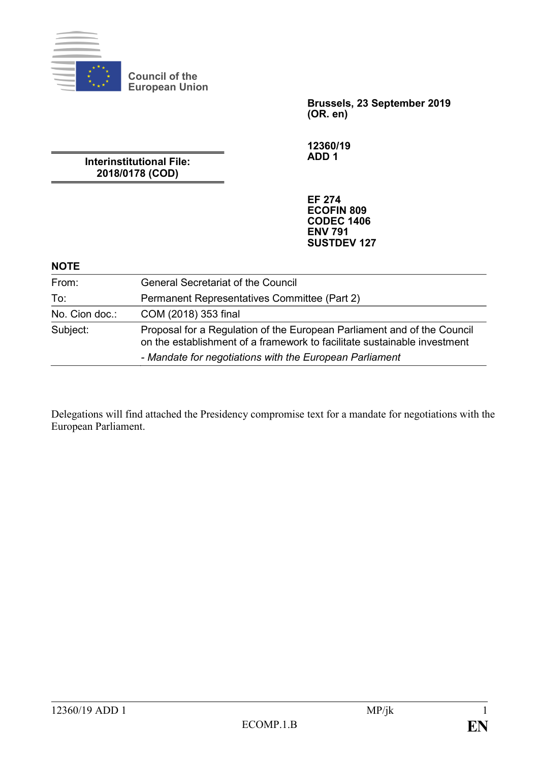Council of the
European Union

**Brussels, 23 September 2019**
**(OR. en)**

**Interinstitutional File:**
**2018/0178 (COD)**

**12360/19**
**ADD 1**

**EF 274**
**ECOFIN 809**
**CODEC 1406**
**ENV 791**
**SUSTDEV 127**

**NOTE**

| | |
|---|---|
| From: | General Secretariat of the Council |
| To: | Permanent Representatives Committee (Part 2) |
| No. Cion doc.: | COM (2018) 353 final |
| Subject: | Proposal for a Regulation of the European Parliament and of the Council on the establishment of a framework to facilitate sustainable investment<br>- *Mandate for negotiations with the European Parliament* |

Delegations will find attached the Presidency compromise text for a mandate for negotiations with the European Parliament.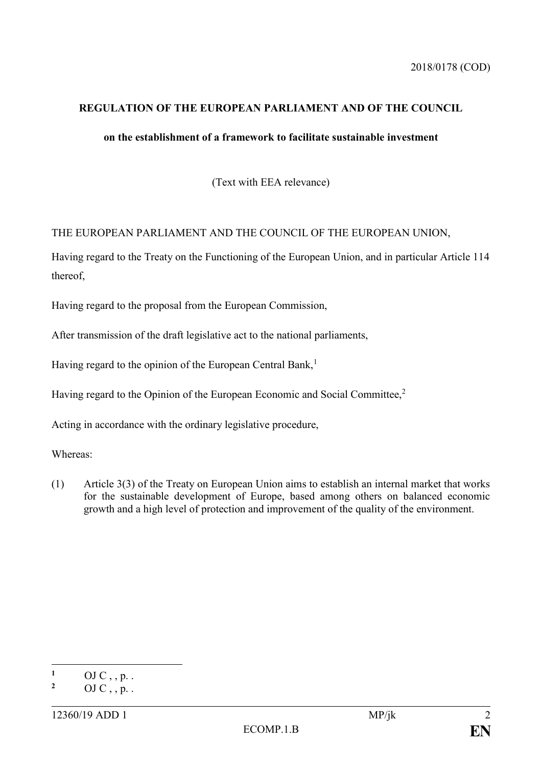2018/0178 (COD)

**REGULATION OF THE EUROPEAN PARLIAMENT AND OF THE COUNCIL**

**on the establishment of a framework to facilitate sustainable investment**

(Text with EEA relevance)

THE EUROPEAN PARLIAMENT AND THE COUNCIL OF THE EUROPEAN UNION,

Having regard to the Treaty on the Functioning of the European Union, and in particular Article 114 thereof,

Having regard to the proposal from the European Commission,

After transmission of the draft legislative act to the national parliaments,

Having regard to the opinion of the European Central Bank,[1]

Having regard to the Opinion of the European Economic and Social Committee,[2]

Acting in accordance with the ordinary legislative procedure,

Whereas:

(1) Article 3(3) of the Treaty on European Union aims to establish an internal market that works for the sustainable development of Europe, based among others on balanced economic growth and a high level of protection and improvement of the quality of the environment.

---

[1] OJ C , , p. .

[2] OJ C , , p. .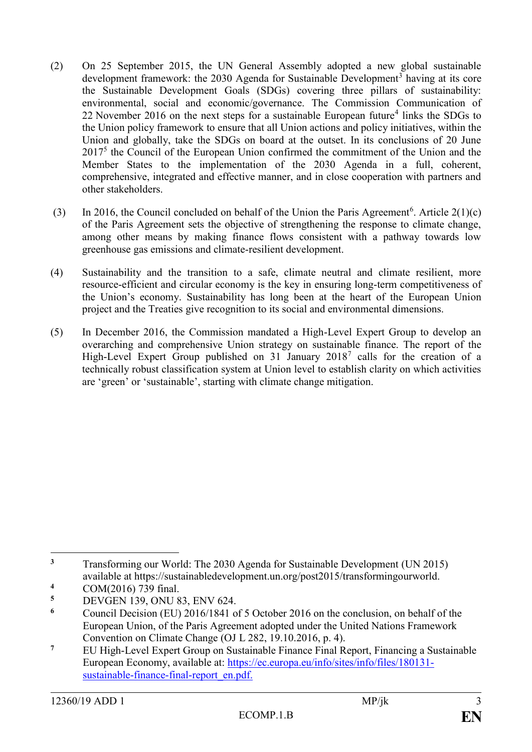(2) On 25 September 2015, the UN General Assembly adopted a new global sustainable development framework: the 2030 Agenda for Sustainable Development[3] having at its core the Sustainable Development Goals (SDGs) covering three pillars of sustainability: environmental, social and economic/governance. The Commission Communication of 22 November 2016 on the next steps for a sustainable European future[4] links the SDGs to the Union policy framework to ensure that all Union actions and policy initiatives, within the Union and globally, take the SDGs on board at the outset. In its conclusions of 20 June 2017[5] the Council of the European Union confirmed the commitment of the Union and the Member States to the implementation of the 2030 Agenda in a full, coherent, comprehensive, integrated and effective manner, and in close cooperation with partners and other stakeholders.

(3) In 2016, the Council concluded on behalf of the Union the Paris Agreement[6]. Article 2(1)(c) of the Paris Agreement sets the objective of strengthening the response to climate change, among other means by making finance flows consistent with a pathway towards low greenhouse gas emissions and climate-resilient development.

(4) Sustainability and the transition to a safe, climate neutral and climate resilient, more resource-efficient and circular economy is the key in ensuring long-term competitiveness of the Union's economy. Sustainability has long been at the heart of the European Union project and the Treaties give recognition to its social and environmental dimensions.

(5) In December 2016, the Commission mandated a High-Level Expert Group to develop an overarching and comprehensive Union strategy on sustainable finance. The report of the High-Level Expert Group published on 31 January 2018[7] calls for the creation of a technically robust classification system at Union level to establish clarity on which activities are 'green' or 'sustainable', starting with climate change mitigation.

---

[3] Transforming our World: The 2030 Agenda for Sustainable Development (UN 2015) available at https://sustainabledevelopment.un.org/post2015/transformingourworld.

[4] COM(2016) 739 final.

[5] DEVGEN 139, ONU 83, ENV 624.

[6] Council Decision (EU) 2016/1841 of 5 October 2016 on the conclusion, on behalf of the European Union, of the Paris Agreement adopted under the United Nations Framework Convention on Climate Change (OJ L 282, 19.10.2016, p. 4).

[7] EU High-Level Expert Group on Sustainable Finance Final Report, Financing a Sustainable European Economy, available at: https://ec.europa.eu/info/sites/info/files/180131-sustainable-finance-final-report_en.pdf.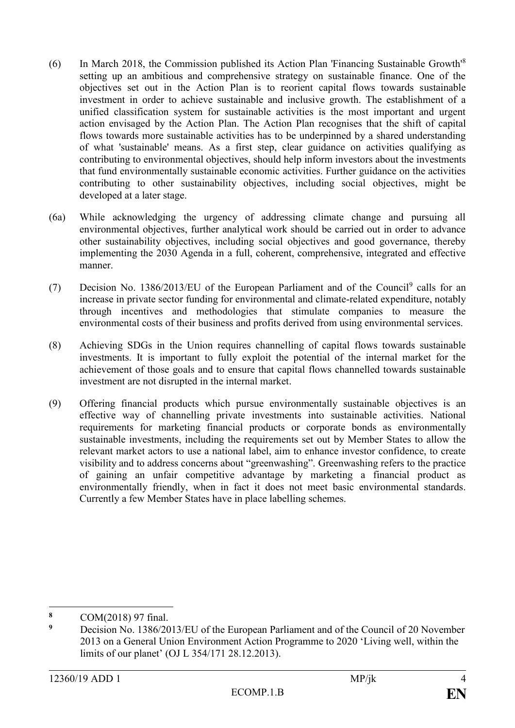(6) In March 2018, the Commission published its Action Plan 'Financing Sustainable Growth'[8] setting up an ambitious and comprehensive strategy on sustainable finance. One of the objectives set out in the Action Plan is to reorient capital flows towards sustainable investment in order to achieve sustainable and inclusive growth. The establishment of a unified classification system for sustainable activities is the most important and urgent action envisaged by the Action Plan. The Action Plan recognises that the shift of capital flows towards more sustainable activities has to be underpinned by a shared understanding of what 'sustainable' means. As a first step, clear guidance on activities qualifying as contributing to environmental objectives, should help inform investors about the investments that fund environmentally sustainable economic activities. Further guidance on the activities contributing to other sustainability objectives, including social objectives, might be developed at a later stage.

(6a) While acknowledging the urgency of addressing climate change and pursuing all environmental objectives, further analytical work should be carried out in order to advance other sustainability objectives, including social objectives and good governance, thereby implementing the 2030 Agenda in a full, coherent, comprehensive, integrated and effective manner.

(7) Decision No. 1386/2013/EU of the European Parliament and of the Council[9] calls for an increase in private sector funding for environmental and climate-related expenditure, notably through incentives and methodologies that stimulate companies to measure the environmental costs of their business and profits derived from using environmental services.

(8) Achieving SDGs in the Union requires channelling of capital flows towards sustainable investments. It is important to fully exploit the potential of the internal market for the achievement of those goals and to ensure that capital flows channelled towards sustainable investment are not disrupted in the internal market.

(9) Offering financial products which pursue environmentally sustainable objectives is an effective way of channelling private investments into sustainable activities. National requirements for marketing financial products or corporate bonds as environmentally sustainable investments, including the requirements set out by Member States to allow the relevant market actors to use a national label, aim to enhance investor confidence, to create visibility and to address concerns about "greenwashing". Greenwashing refers to the practice of gaining an unfair competitive advantage by marketing a financial product as environmentally friendly, when in fact it does not meet basic environmental standards. Currently a few Member States have in place labelling schemes.

---

[8] COM(2018) 97 final.

[9] Decision No. 1386/2013/EU of the European Parliament and of the Council of 20 November 2013 on a General Union Environment Action Programme to 2020 'Living well, within the limits of our planet' (OJ L 354/171 28.12.2013).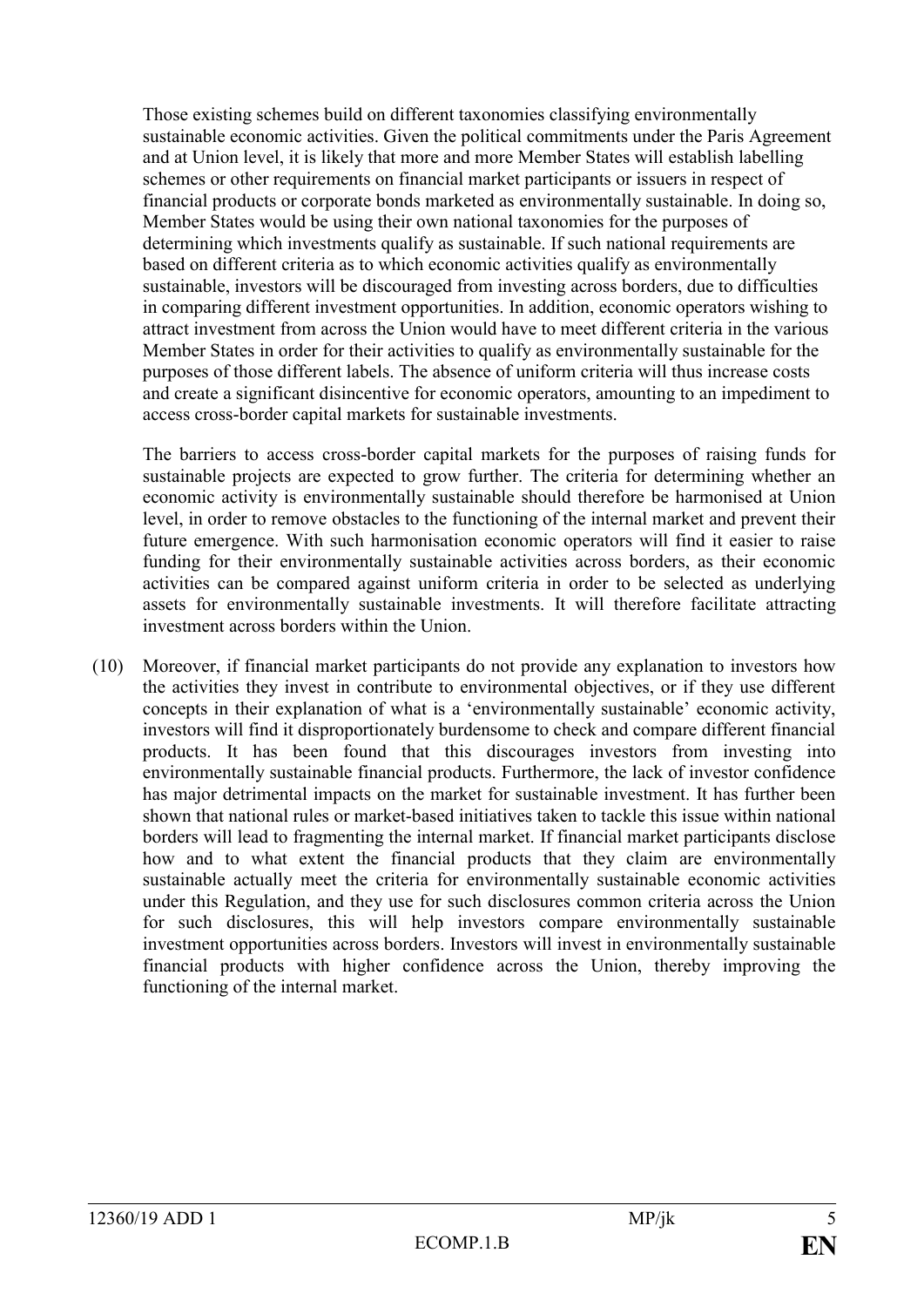Those existing schemes build on different taxonomies classifying environmentally sustainable economic activities. Given the political commitments under the Paris Agreement and at Union level, it is likely that more and more Member States will establish labelling schemes or other requirements on financial market participants or issuers in respect of financial products or corporate bonds marketed as environmentally sustainable. In doing so, Member States would be using their own national taxonomies for the purposes of determining which investments qualify as sustainable. If such national requirements are based on different criteria as to which economic activities qualify as environmentally sustainable, investors will be discouraged from investing across borders, due to difficulties in comparing different investment opportunities. In addition, economic operators wishing to attract investment from across the Union would have to meet different criteria in the various Member States in order for their activities to qualify as environmentally sustainable for the purposes of those different labels. The absence of uniform criteria will thus increase costs and create a significant disincentive for economic operators, amounting to an impediment to access cross-border capital markets for sustainable investments.

The barriers to access cross-border capital markets for the purposes of raising funds for sustainable projects are expected to grow further. The criteria for determining whether an economic activity is environmentally sustainable should therefore be harmonised at Union level, in order to remove obstacles to the functioning of the internal market and prevent their future emergence. With such harmonisation economic operators will find it easier to raise funding for their environmentally sustainable activities across borders, as their economic activities can be compared against uniform criteria in order to be selected as underlying assets for environmentally sustainable investments. It will therefore facilitate attracting investment across borders within the Union.

(10) Moreover, if financial market participants do not provide any explanation to investors how the activities they invest in contribute to environmental objectives, or if they use different concepts in their explanation of what is a 'environmentally sustainable' economic activity, investors will find it disproportionately burdensome to check and compare different financial products. It has been found that this discourages investors from investing into environmentally sustainable financial products. Furthermore, the lack of investor confidence has major detrimental impacts on the market for sustainable investment. It has further been shown that national rules or market-based initiatives taken to tackle this issue within national borders will lead to fragmenting the internal market. If financial market participants disclose how and to what extent the financial products that they claim are environmentally sustainable actually meet the criteria for environmentally sustainable economic activities under this Regulation, and they use for such disclosures common criteria across the Union for such disclosures, this will help investors compare environmentally sustainable investment opportunities across borders. Investors will invest in environmentally sustainable financial products with higher confidence across the Union, thereby improving the functioning of the internal market.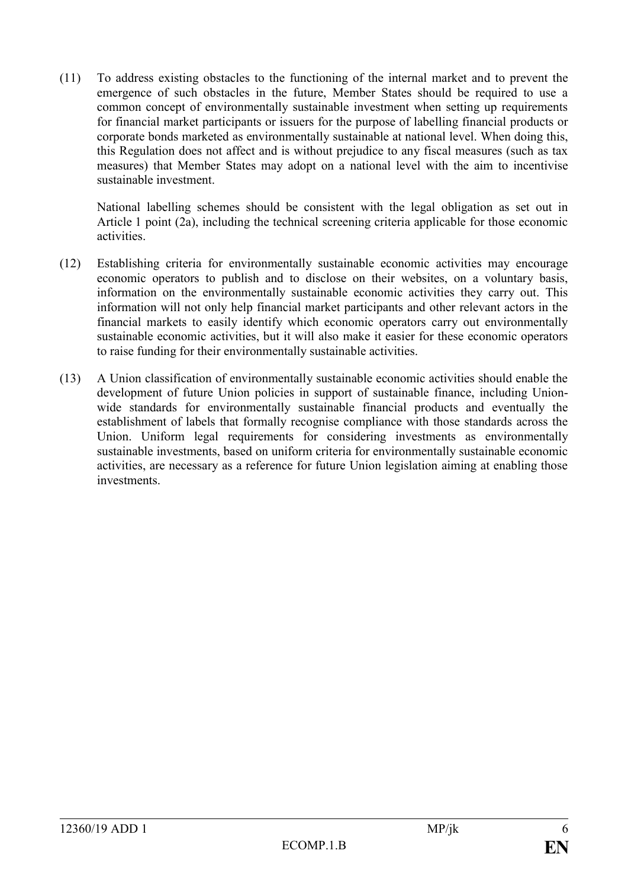(11) To address existing obstacles to the functioning of the internal market and to prevent the emergence of such obstacles in the future, Member States should be required to use a common concept of environmentally sustainable investment when setting up requirements for financial market participants or issuers for the purpose of labelling financial products or corporate bonds marketed as environmentally sustainable at national level. When doing this, this Regulation does not affect and is without prejudice to any fiscal measures (such as tax measures) that Member States may adopt on a national level with the aim to incentivise sustainable investment.

National labelling schemes should be consistent with the legal obligation as set out in Article 1 point (2a), including the technical screening criteria applicable for those economic activities.

(12) Establishing criteria for environmentally sustainable economic activities may encourage economic operators to publish and to disclose on their websites, on a voluntary basis, information on the environmentally sustainable economic activities they carry out. This information will not only help financial market participants and other relevant actors in the financial markets to easily identify which economic operators carry out environmentally sustainable economic activities, but it will also make it easier for these economic operators to raise funding for their environmentally sustainable activities.

(13) A Union classification of environmentally sustainable economic activities should enable the development of future Union policies in support of sustainable finance, including Union-wide standards for environmentally sustainable financial products and eventually the establishment of labels that formally recognise compliance with those standards across the Union. Uniform legal requirements for considering investments as environmentally sustainable investments, based on uniform criteria for environmentally sustainable economic activities, are necessary as a reference for future Union legislation aiming at enabling those investments.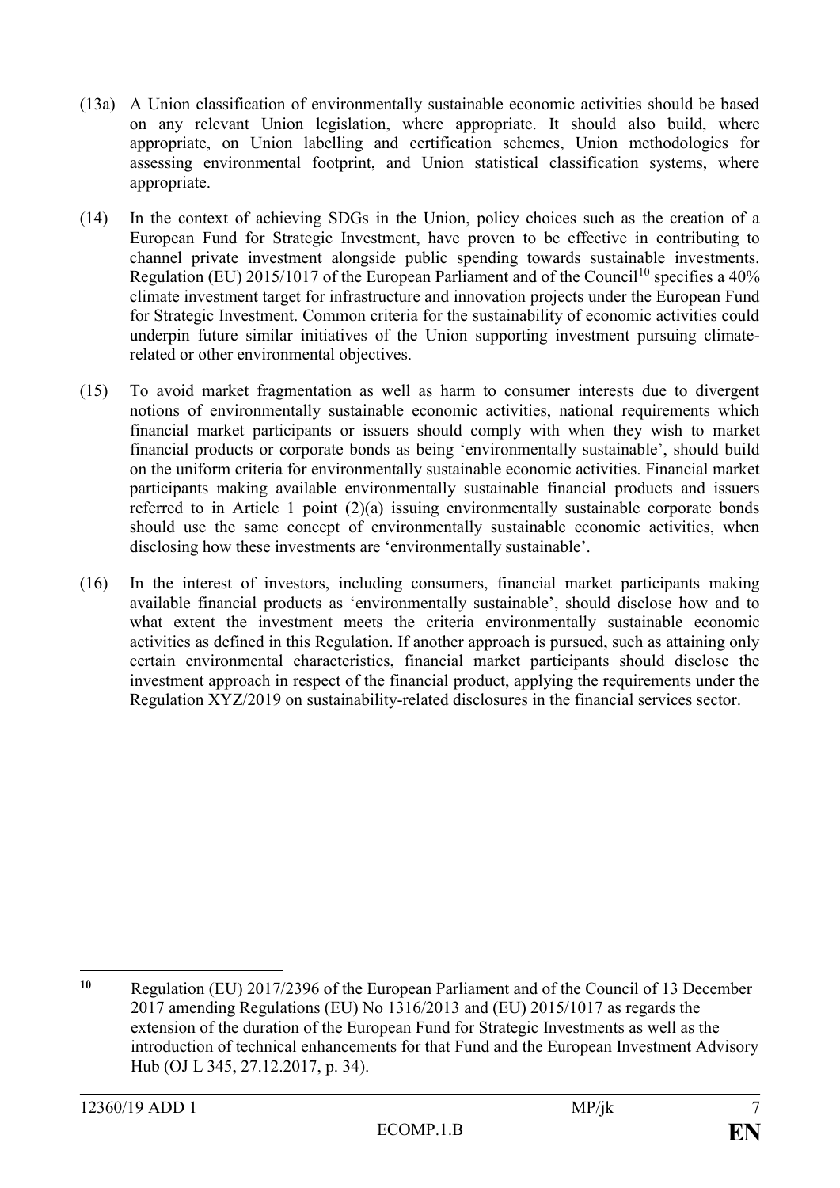(13a) A Union classification of environmentally sustainable economic activities should be based on any relevant Union legislation, where appropriate. It should also build, where appropriate, on Union labelling and certification schemes, Union methodologies for assessing environmental footprint, and Union statistical classification systems, where appropriate.

(14) In the context of achieving SDGs in the Union, policy choices such as the creation of a European Fund for Strategic Investment, have proven to be effective in contributing to channel private investment alongside public spending towards sustainable investments. Regulation (EU) 2015/1017 of the European Parliament and of the Council[10] specifies a 40% climate investment target for infrastructure and innovation projects under the European Fund for Strategic Investment. Common criteria for the sustainability of economic activities could underpin future similar initiatives of the Union supporting investment pursuing climate-related or other environmental objectives.

(15) To avoid market fragmentation as well as harm to consumer interests due to divergent notions of environmentally sustainable economic activities, national requirements which financial market participants or issuers should comply with when they wish to market financial products or corporate bonds as being 'environmentally sustainable', should build on the uniform criteria for environmentally sustainable economic activities. Financial market participants making available environmentally sustainable financial products and issuers referred to in Article 1 point (2)(a) issuing environmentally sustainable corporate bonds should use the same concept of environmentally sustainable economic activities, when disclosing how these investments are 'environmentally sustainable'.

(16) In the interest of investors, including consumers, financial market participants making available financial products as 'environmentally sustainable', should disclose how and to what extent the investment meets the criteria environmentally sustainable economic activities as defined in this Regulation. If another approach is pursued, such as attaining only certain environmental characteristics, financial market participants should disclose the investment approach in respect of the financial product, applying the requirements under the Regulation XYZ/2019 on sustainability-related disclosures in the financial services sector.

---

[10] Regulation (EU) 2017/2396 of the European Parliament and of the Council of 13 December 2017 amending Regulations (EU) No 1316/2013 and (EU) 2015/1017 as regards the extension of the duration of the European Fund for Strategic Investments as well as the introduction of technical enhancements for that Fund and the European Investment Advisory Hub (OJ L 345, 27.12.2017, p. 34).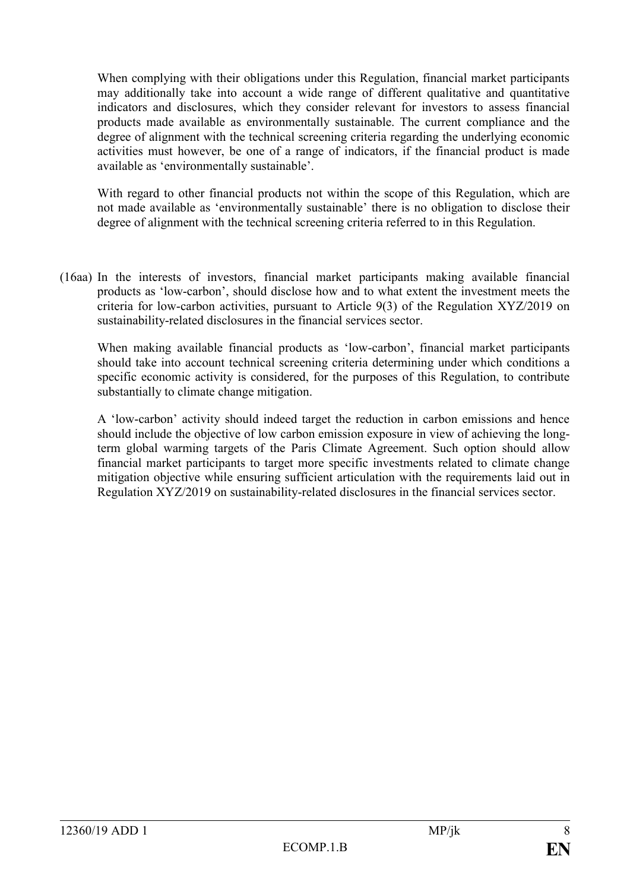When complying with their obligations under this Regulation, financial market participants may additionally take into account a wide range of different qualitative and quantitative indicators and disclosures, which they consider relevant for investors to assess financial products made available as environmentally sustainable. The current compliance and the degree of alignment with the technical screening criteria regarding the underlying economic activities must however, be one of a range of indicators, if the financial product is made available as 'environmentally sustainable'.

With regard to other financial products not within the scope of this Regulation, which are not made available as 'environmentally sustainable' there is no obligation to disclose their degree of alignment with the technical screening criteria referred to in this Regulation.

(16aa) In the interests of investors, financial market participants making available financial products as 'low-carbon', should disclose how and to what extent the investment meets the criteria for low-carbon activities, pursuant to Article 9(3) of the Regulation XYZ/2019 on sustainability-related disclosures in the financial services sector.

When making available financial products as 'low-carbon', financial market participants should take into account technical screening criteria determining under which conditions a specific economic activity is considered, for the purposes of this Regulation, to contribute substantially to climate change mitigation.

A 'low-carbon' activity should indeed target the reduction in carbon emissions and hence should include the objective of low carbon emission exposure in view of achieving the long-term global warming targets of the Paris Climate Agreement. Such option should allow financial market participants to target more specific investments related to climate change mitigation objective while ensuring sufficient articulation with the requirements laid out in Regulation XYZ/2019 on sustainability-related disclosures in the financial services sector.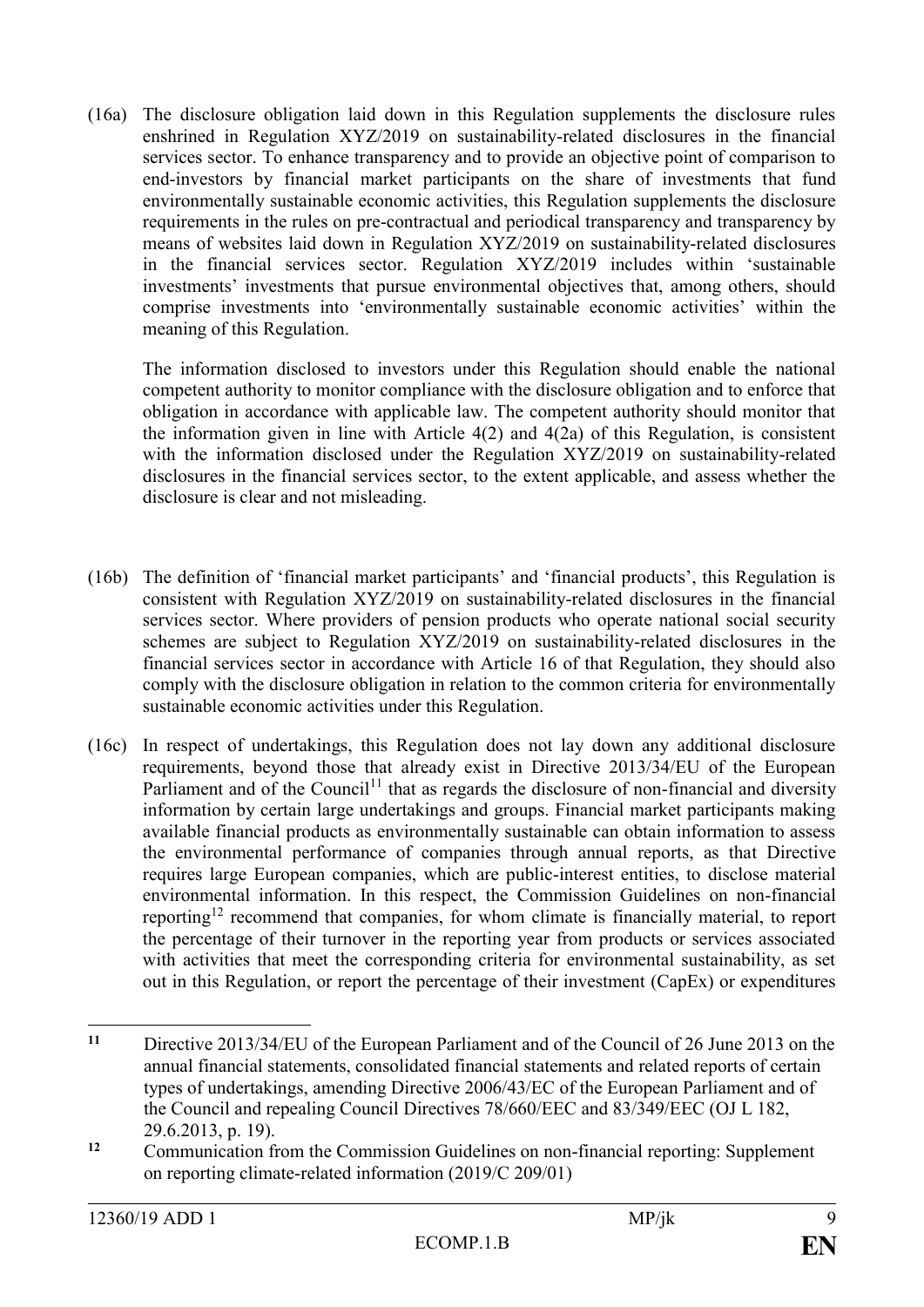(16a) The disclosure obligation laid down in this Regulation supplements the disclosure rules enshrined in Regulation XYZ/2019 on sustainability-related disclosures in the financial services sector. To enhance transparency and to provide an objective point of comparison to end-investors by financial market participants on the share of investments that fund environmentally sustainable economic activities, this Regulation supplements the disclosure requirements in the rules on pre-contractual and periodical transparency and transparency by means of websites laid down in Regulation XYZ/2019 on sustainability-related disclosures in the financial services sector. Regulation XYZ/2019 includes within 'sustainable investments' investments that pursue environmental objectives that, among others, should comprise investments into 'environmentally sustainable economic activities' within the meaning of this Regulation.

The information disclosed to investors under this Regulation should enable the national competent authority to monitor compliance with the disclosure obligation and to enforce that obligation in accordance with applicable law. The competent authority should monitor that the information given in line with Article 4(2) and 4(2a) of this Regulation, is consistent with the information disclosed under the Regulation XYZ/2019 on sustainability-related disclosures in the financial services sector, to the extent applicable, and assess whether the disclosure is clear and not misleading.

(16b) The definition of 'financial market participants' and 'financial products', this Regulation is consistent with Regulation XYZ/2019 on sustainability-related disclosures in the financial services sector. Where providers of pension products who operate national social security schemes are subject to Regulation XYZ/2019 on sustainability-related disclosures in the financial services sector in accordance with Article 16 of that Regulation, they should also comply with the disclosure obligation in relation to the common criteria for environmentally sustainable economic activities under this Regulation.

(16c) In respect of undertakings, this Regulation does not lay down any additional disclosure requirements, beyond those that already exist in Directive 2013/34/EU of the European Parliament and of the Council[11] that as regards the disclosure of non-financial and diversity information by certain large undertakings and groups. Financial market participants making available financial products as environmentally sustainable can obtain information to assess the environmental performance of companies through annual reports, as that Directive requires large European companies, which are public-interest entities, to disclose material environmental information. In this respect, the Commission Guidelines on non-financial reporting[12] recommend that companies, for whom climate is financially material, to report the percentage of their turnover in the reporting year from products or services associated with activities that meet the corresponding criteria for environmental sustainability, as set out in this Regulation, or report the percentage of their investment (CapEx) or expenditures

---

[11] Directive 2013/34/EU of the European Parliament and of the Council of 26 June 2013 on the annual financial statements, consolidated financial statements and related reports of certain types of undertakings, amending Directive 2006/43/EC of the European Parliament and of the Council and repealing Council Directives 78/660/EEC and 83/349/EEC (OJ L 182, 29.6.2013, p. 19).

[12] Communication from the Commission Guidelines on non-financial reporting: Supplement on reporting climate-related information (2019/C 209/01)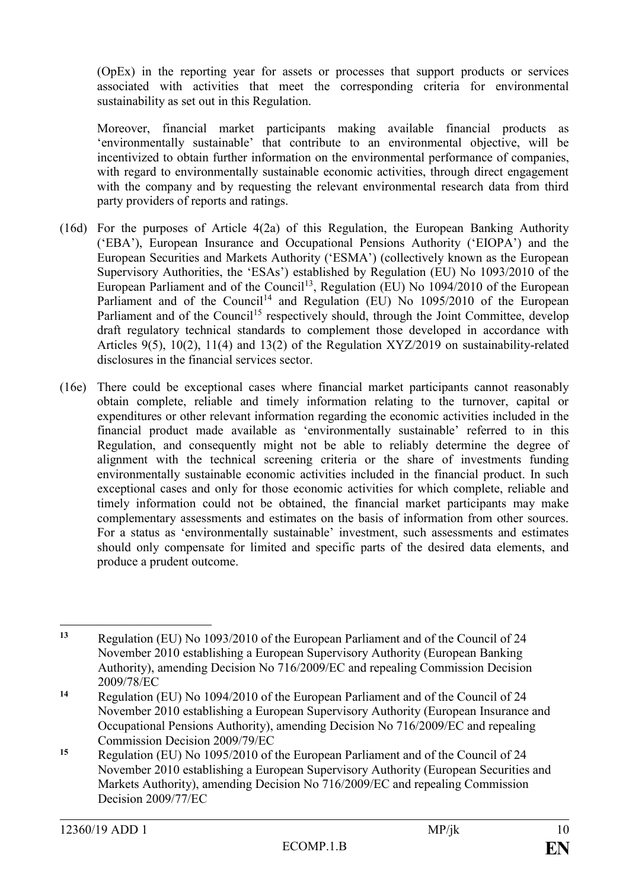(OpEx) in the reporting year for assets or processes that support products or services associated with activities that meet the corresponding criteria for environmental sustainability as set out in this Regulation.

Moreover, financial market participants making available financial products as 'environmentally sustainable' that contribute to an environmental objective, will be incentivized to obtain further information on the environmental performance of companies, with regard to environmentally sustainable economic activities, through direct engagement with the company and by requesting the relevant environmental research data from third party providers of reports and ratings.

(16d) For the purposes of Article 4(2a) of this Regulation, the European Banking Authority ('EBA'), European Insurance and Occupational Pensions Authority ('EIOPA') and the European Securities and Markets Authority ('ESMA') (collectively known as the European Supervisory Authorities, the 'ESAs') established by Regulation (EU) No 1093/2010 of the European Parliament and of the Council[13], Regulation (EU) No 1094/2010 of the European Parliament and of the Council[14] and Regulation (EU) No 1095/2010 of the European Parliament and of the Council[15] respectively should, through the Joint Committee, develop draft regulatory technical standards to complement those developed in accordance with Articles 9(5), 10(2), 11(4) and 13(2) of the Regulation XYZ/2019 on sustainability-related disclosures in the financial services sector.

(16e) There could be exceptional cases where financial market participants cannot reasonably obtain complete, reliable and timely information relating to the turnover, capital or expenditures or other relevant information regarding the economic activities included in the financial product made available as 'environmentally sustainable' referred to in this Regulation, and consequently might not be able to reliably determine the degree of alignment with the technical screening criteria or the share of investments funding environmentally sustainable economic activities included in the financial product. In such exceptional cases and only for those economic activities for which complete, reliable and timely information could not be obtained, the financial market participants may make complementary assessments and estimates on the basis of information from other sources. For a status as 'environmentally sustainable' investment, such assessments and estimates should only compensate for limited and specific parts of the desired data elements, and produce a prudent outcome.

---

[13] Regulation (EU) No 1093/2010 of the European Parliament and of the Council of 24 November 2010 establishing a European Supervisory Authority (European Banking Authority), amending Decision No 716/2009/EC and repealing Commission Decision 2009/78/EC

[14] Regulation (EU) No 1094/2010 of the European Parliament and of the Council of 24 November 2010 establishing a European Supervisory Authority (European Insurance and Occupational Pensions Authority), amending Decision No 716/2009/EC and repealing Commission Decision 2009/79/EC

[15] Regulation (EU) No 1095/2010 of the European Parliament and of the Council of 24 November 2010 establishing a European Supervisory Authority (European Securities and Markets Authority), amending Decision No 716/2009/EC and repealing Commission Decision 2009/77/EC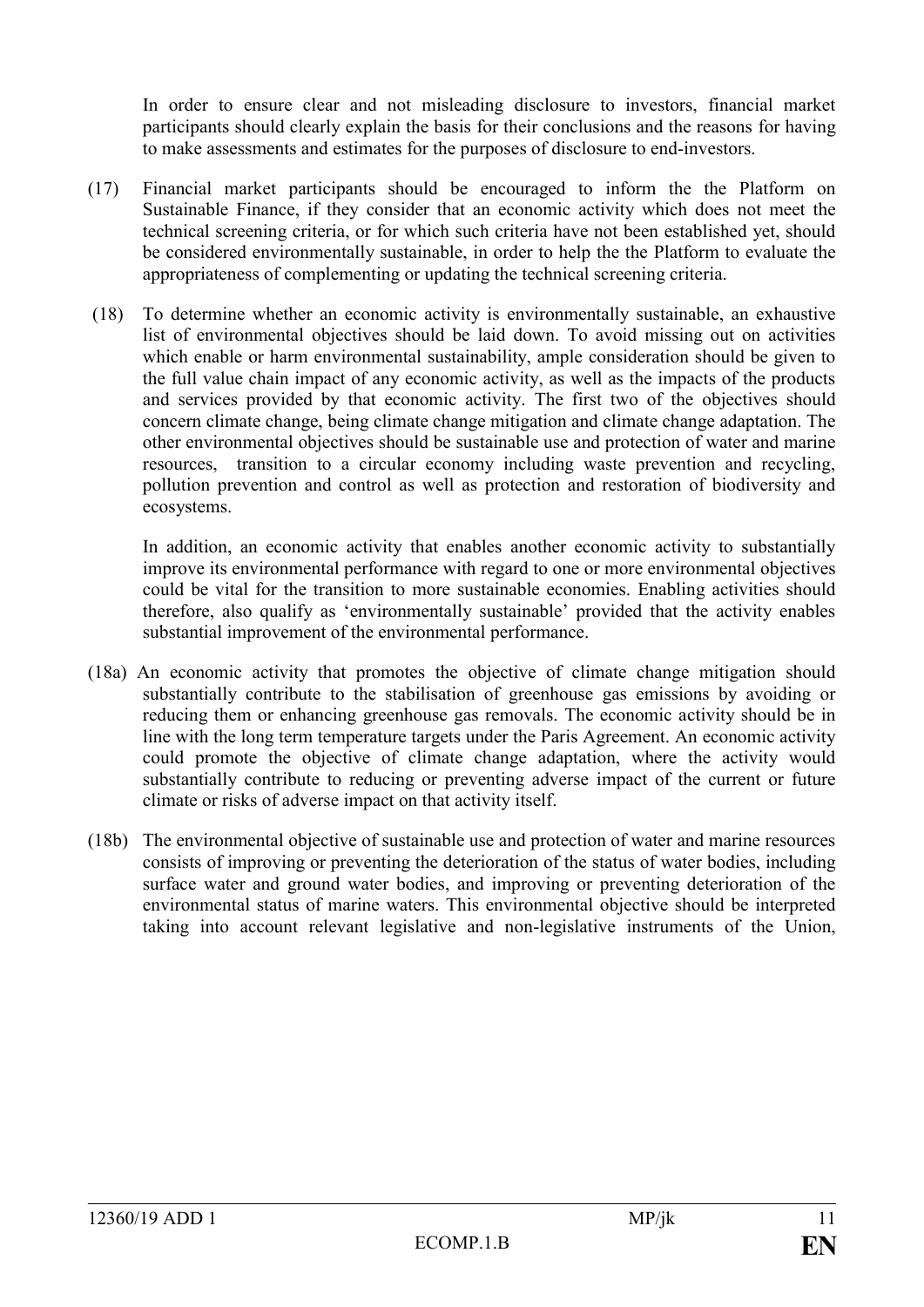In order to ensure clear and not misleading disclosure to investors, financial market participants should clearly explain the basis for their conclusions and the reasons for having to make assessments and estimates for the purposes of disclosure to end-investors.

(17) Financial market participants should be encouraged to inform the the Platform on Sustainable Finance, if they consider that an economic activity which does not meet the technical screening criteria, or for which such criteria have not been established yet, should be considered environmentally sustainable, in order to help the the Platform to evaluate the appropriateness of complementing or updating the technical screening criteria.

(18) To determine whether an economic activity is environmentally sustainable, an exhaustive list of environmental objectives should be laid down. To avoid missing out on activities which enable or harm environmental sustainability, ample consideration should be given to the full value chain impact of any economic activity, as well as the impacts of the products and services provided by that economic activity. The first two of the objectives should concern climate change, being climate change mitigation and climate change adaptation. The other environmental objectives should be sustainable use and protection of water and marine resources, transition to a circular economy including waste prevention and recycling, pollution prevention and control as well as protection and restoration of biodiversity and ecosystems.

In addition, an economic activity that enables another economic activity to substantially improve its environmental performance with regard to one or more environmental objectives could be vital for the transition to more sustainable economies. Enabling activities should therefore, also qualify as 'environmentally sustainable' provided that the activity enables substantial improvement of the environmental performance.

(18a) An economic activity that promotes the objective of climate change mitigation should substantially contribute to the stabilisation of greenhouse gas emissions by avoiding or reducing them or enhancing greenhouse gas removals. The economic activity should be in line with the long term temperature targets under the Paris Agreement. An economic activity could promote the objective of climate change adaptation, where the activity would substantially contribute to reducing or preventing adverse impact of the current or future climate or risks of adverse impact on that activity itself.

(18b) The environmental objective of sustainable use and protection of water and marine resources consists of improving or preventing the deterioration of the status of water bodies, including surface water and ground water bodies, and improving or preventing deterioration of the environmental status of marine waters. This environmental objective should be interpreted taking into account relevant legislative and non-legislative instruments of the Union,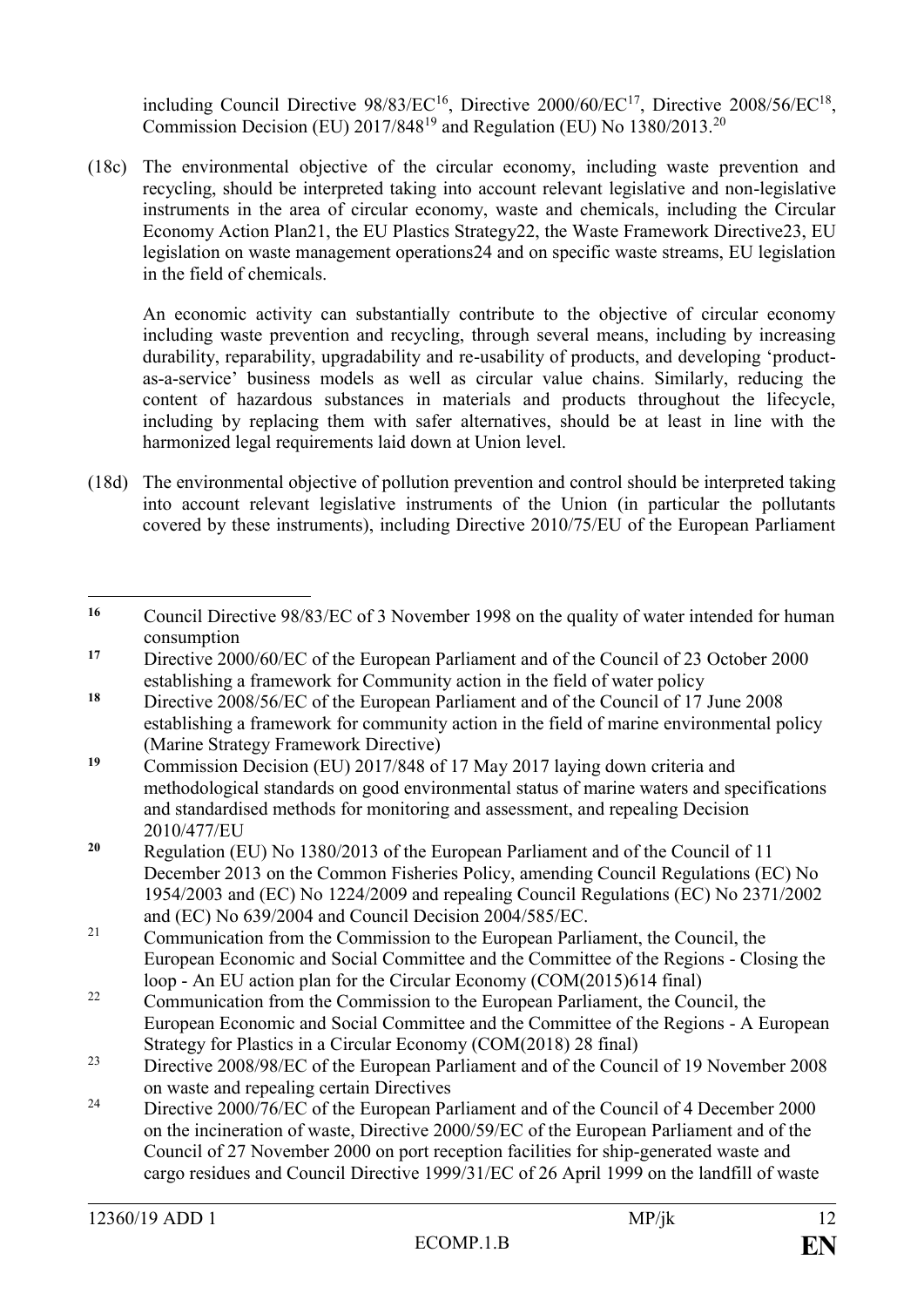including Council Directive 98/83/EC[16], Directive 2000/60/EC[17], Directive 2008/56/EC[18], Commission Decision (EU) 2017/848[19] and Regulation (EU) No 1380/2013.[20]

(18c) The environmental objective of the circular economy, including waste prevention and recycling, should be interpreted taking into account relevant legislative and non-legislative instruments in the area of circular economy, waste and chemicals, including the Circular Economy Action Plan21, the EU Plastics Strategy22, the Waste Framework Directive23, EU legislation on waste management operations24 and on specific waste streams, EU legislation in the field of chemicals.

An economic activity can substantially contribute to the objective of circular economy including waste prevention and recycling, through several means, including by increasing durability, reparability, upgradability and re-usability of products, and developing 'product-as-a-service' business models as well as circular value chains. Similarly, reducing the content of hazardous substances in materials and products throughout the lifecycle, including by replacing them with safer alternatives, should be at least in line with the harmonized legal requirements laid down at Union level.

(18d) The environmental objective of pollution prevention and control should be interpreted taking into account relevant legislative instruments of the Union (in particular the pollutants covered by these instruments), including Directive 2010/75/EU of the European Parliament

---

[16] Council Directive 98/83/EC of 3 November 1998 on the quality of water intended for human consumption

[17] Directive 2000/60/EC of the European Parliament and of the Council of 23 October 2000 establishing a framework for Community action in the field of water policy

[18] Directive 2008/56/EC of the European Parliament and of the Council of 17 June 2008 establishing a framework for community action in the field of marine environmental policy (Marine Strategy Framework Directive)

[19] Commission Decision (EU) 2017/848 of 17 May 2017 laying down criteria and methodological standards on good environmental status of marine waters and specifications and standardised methods for monitoring and assessment, and repealing Decision 2010/477/EU

[20] Regulation (EU) No 1380/2013 of the European Parliament and of the Council of 11 December 2013 on the Common Fisheries Policy, amending Council Regulations (EC) No 1954/2003 and (EC) No 1224/2009 and repealing Council Regulations (EC) No 2371/2002 and (EC) No 639/2004 and Council Decision 2004/585/EC.

[21] Communication from the Commission to the European Parliament, the Council, the European Economic and Social Committee and the Committee of the Regions - Closing the loop - An EU action plan for the Circular Economy (COM(2015)614 final)

[22] Communication from the Commission to the European Parliament, the Council, the European Economic and Social Committee and the Committee of the Regions - A European Strategy for Plastics in a Circular Economy (COM(2018) 28 final)

[23] Directive 2008/98/EC of the European Parliament and of the Council of 19 November 2008 on waste and repealing certain Directives

[24] Directive 2000/76/EC of the European Parliament and of the Council of 4 December 2000 on the incineration of waste, Directive 2000/59/EC of the European Parliament and of the Council of 27 November 2000 on port reception facilities for ship-generated waste and cargo residues and Council Directive 1999/31/EC of 26 April 1999 on the landfill of waste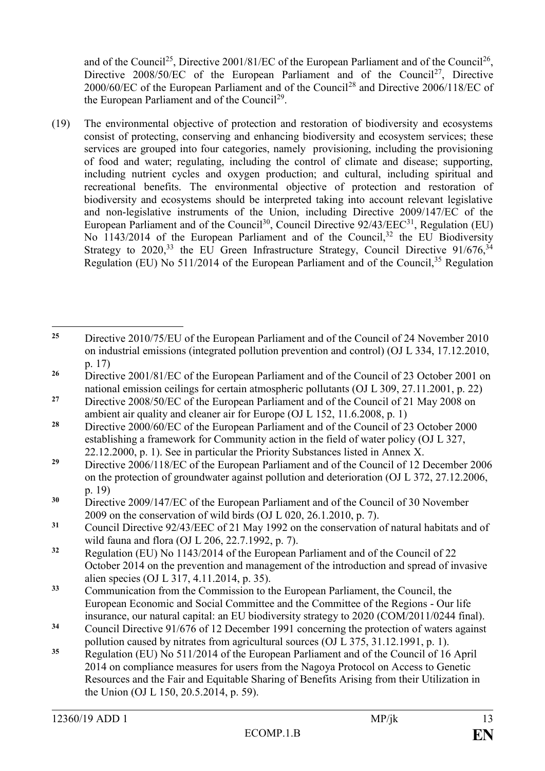and of the Council[25], Directive 2001/81/EC of the European Parliament and of the Council[26], Directive 2008/50/EC of the European Parliament and of the Council[27], Directive 2000/60/EC of the European Parliament and of the Council[28] and Directive 2006/118/EC of the European Parliament and of the Council[29].

(19) The environmental objective of protection and restoration of biodiversity and ecosystems consist of protecting, conserving and enhancing biodiversity and ecosystem services; these services are grouped into four categories, namely provisioning, including the provisioning of food and water; regulating, including the control of climate and disease; supporting, including nutrient cycles and oxygen production; and cultural, including spiritual and recreational benefits. The environmental objective of protection and restoration of biodiversity and ecosystems should be interpreted taking into account relevant legislative and non-legislative instruments of the Union, including Directive 2009/147/EC of the European Parliament and of the Council[30], Council Directive 92/43/EEC[31], Regulation (EU) No 1143/2014 of the European Parliament and of the Council,[32] the EU Biodiversity Strategy to 2020,[33] the EU Green Infrastructure Strategy, Council Directive 91/676,[34] Regulation (EU) No 511/2014 of the European Parliament and of the Council,[35] Regulation

---

[25] Directive 2010/75/EU of the European Parliament and of the Council of 24 November 2010 on industrial emissions (integrated pollution prevention and control) (OJ L 334, 17.12.2010, p. 17)

[26] Directive 2001/81/EC of the European Parliament and of the Council of 23 October 2001 on national emission ceilings for certain atmospheric pollutants (OJ L 309, 27.11.2001, p. 22)

[27] Directive 2008/50/EC of the European Parliament and of the Council of 21 May 2008 on ambient air quality and cleaner air for Europe (OJ L 152, 11.6.2008, p. 1)

[28] Directive 2000/60/EC of the European Parliament and of the Council of 23 October 2000 establishing a framework for Community action in the field of water policy (OJ L 327, 22.12.2000, p. 1). See in particular the Priority Substances listed in Annex X.

[29] Directive 2006/118/EC of the European Parliament and of the Council of 12 December 2006 on the protection of groundwater against pollution and deterioration (OJ L 372, 27.12.2006, p. 19)

[30] Directive 2009/147/EC of the European Parliament and of the Council of 30 November 2009 on the conservation of wild birds (OJ L 020, 26.1.2010, p. 7).

[31] Council Directive 92/43/EEC of 21 May 1992 on the conservation of natural habitats and of wild fauna and flora (OJ L 206, 22.7.1992, p. 7).

[32] Regulation (EU) No 1143/2014 of the European Parliament and of the Council of 22 October 2014 on the prevention and management of the introduction and spread of invasive alien species (OJ L 317, 4.11.2014, p. 35).

[33] Communication from the Commission to the European Parliament, the Council, the European Economic and Social Committee and the Committee of the Regions - Our life insurance, our natural capital: an EU biodiversity strategy to 2020 (COM/2011/0244 final).

[34] Council Directive 91/676 of 12 December 1991 concerning the protection of waters against pollution caused by nitrates from agricultural sources (OJ L 375, 31.12.1991, p. 1).

[35] Regulation (EU) No 511/2014 of the European Parliament and of the Council of 16 April 2014 on compliance measures for users from the Nagoya Protocol on Access to Genetic Resources and the Fair and Equitable Sharing of Benefits Arising from their Utilization in the Union (OJ L 150, 20.5.2014, p. 59).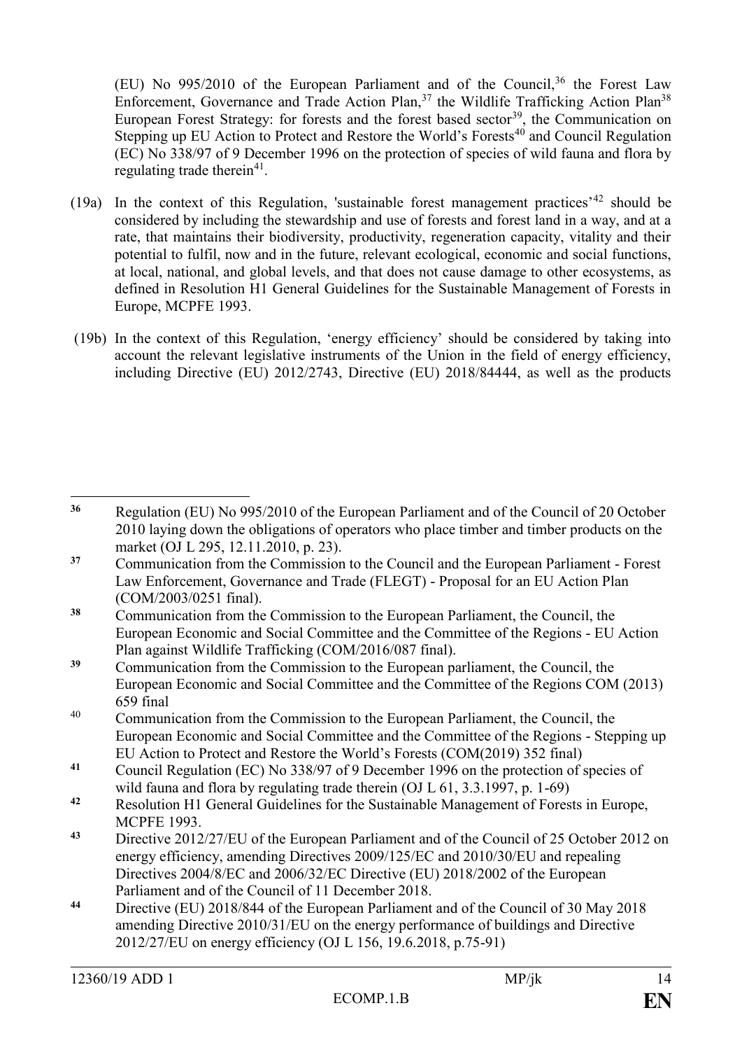(EU) No 995/2010 of the European Parliament and of the Council,[36] the Forest Law Enforcement, Governance and Trade Action Plan,[37] the Wildlife Trafficking Action Plan[38] European Forest Strategy: for forests and the forest based sector[39], the Communication on Stepping up EU Action to Protect and Restore the World's Forests[40] and Council Regulation (EC) No 338/97 of 9 December 1996 on the protection of species of wild fauna and flora by regulating trade therein[41].

(19a) In the context of this Regulation, 'sustainable forest management practices'[42] should be considered by including the stewardship and use of forests and forest land in a way, and at a rate, that maintains their biodiversity, productivity, regeneration capacity, vitality and their potential to fulfil, now and in the future, relevant ecological, economic and social functions, at local, national, and global levels, and that does not cause damage to other ecosystems, as defined in Resolution H1 General Guidelines for the Sustainable Management of Forests in Europe, MCPFE 1993.

(19b) In the context of this Regulation, 'energy efficiency' should be considered by taking into account the relevant legislative instruments of the Union in the field of energy efficiency, including Directive (EU) 2012/2743, Directive (EU) 2018/84444, as well as the products

---

[36] Regulation (EU) No 995/2010 of the European Parliament and of the Council of 20 October 2010 laying down the obligations of operators who place timber and timber products on the market (OJ L 295, 12.11.2010, p. 23).

[37] Communication from the Commission to the Council and the European Parliament - Forest Law Enforcement, Governance and Trade (FLEGT) - Proposal for an EU Action Plan (COM/2003/0251 final).

[38] Communication from the Commission to the European Parliament, the Council, the European Economic and Social Committee and the Committee of the Regions - EU Action Plan against Wildlife Trafficking (COM/2016/087 final).

[39] Communication from the Commission to the European parliament, the Council, the European Economic and Social Committee and the Committee of the Regions COM (2013) 659 final

[40] Communication from the Commission to the European Parliament, the Council, the European Economic and Social Committee and the Committee of the Regions - Stepping up EU Action to Protect and Restore the World's Forests (COM(2019) 352 final)

[41] Council Regulation (EC) No 338/97 of 9 December 1996 on the protection of species of wild fauna and flora by regulating trade therein (OJ L 61, 3.3.1997, p. 1-69)

[42] Resolution H1 General Guidelines for the Sustainable Management of Forests in Europe, MCPFE 1993.

[43] Directive 2012/27/EU of the European Parliament and of the Council of 25 October 2012 on energy efficiency, amending Directives 2009/125/EC and 2010/30/EU and repealing Directives 2004/8/EC and 2006/32/EC Directive (EU) 2018/2002 of the European Parliament and of the Council of 11 December 2018.

[44] Directive (EU) 2018/844 of the European Parliament and of the Council of 30 May 2018 amending Directive 2010/31/EU on the energy performance of buildings and Directive 2012/27/EU on energy efficiency (OJ L 156, 19.6.2018, p.75-91)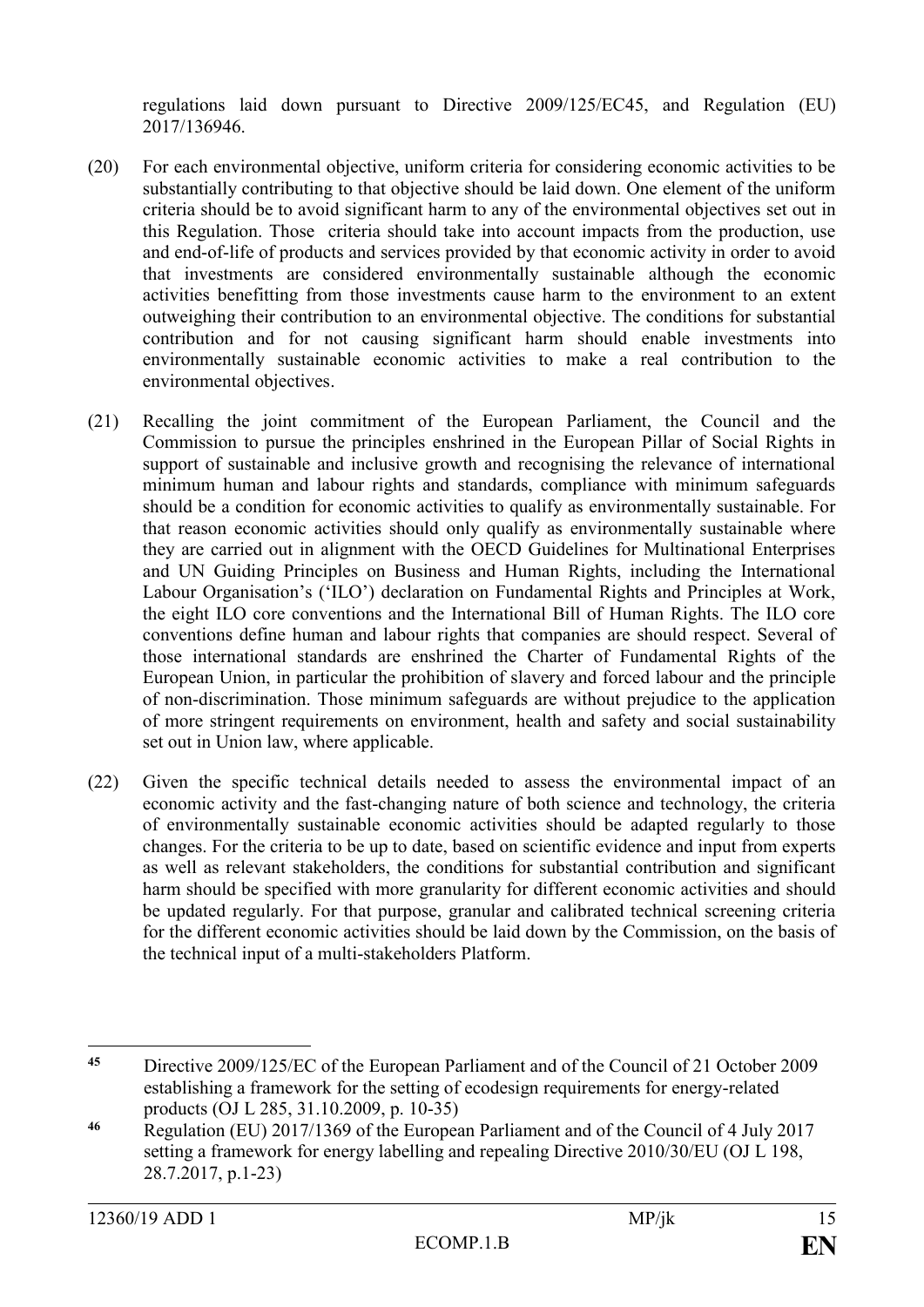regulations laid down pursuant to Directive 2009/125/EC[45], and Regulation (EU) 2017/1369[46].

(20) For each environmental objective, uniform criteria for considering economic activities to be substantially contributing to that objective should be laid down. One element of the uniform criteria should be to avoid significant harm to any of the environmental objectives set out in this Regulation. Those criteria should take into account impacts from the production, use and end-of-life of products and services provided by that economic activity in order to avoid that investments are considered environmentally sustainable although the economic activities benefitting from those investments cause harm to the environment to an extent outweighing their contribution to an environmental objective. The conditions for substantial contribution and for not causing significant harm should enable investments into environmentally sustainable economic activities to make a real contribution to the environmental objectives.

(21) Recalling the joint commitment of the European Parliament, the Council and the Commission to pursue the principles enshrined in the European Pillar of Social Rights in support of sustainable and inclusive growth and recognising the relevance of international minimum human and labour rights and standards, compliance with minimum safeguards should be a condition for economic activities to qualify as environmentally sustainable. For that reason economic activities should only qualify as environmentally sustainable where they are carried out in alignment with the OECD Guidelines for Multinational Enterprises and UN Guiding Principles on Business and Human Rights, including the International Labour Organisation's ('ILO') declaration on Fundamental Rights and Principles at Work, the eight ILO core conventions and the International Bill of Human Rights. The ILO core conventions define human and labour rights that companies are should respect. Several of those international standards are enshrined the Charter of Fundamental Rights of the European Union, in particular the prohibition of slavery and forced labour and the principle of non-discrimination. Those minimum safeguards are without prejudice to the application of more stringent requirements on environment, health and safety and social sustainability set out in Union law, where applicable.

(22) Given the specific technical details needed to assess the environmental impact of an economic activity and the fast-changing nature of both science and technology, the criteria of environmentally sustainable economic activities should be adapted regularly to those changes. For the criteria to be up to date, based on scientific evidence and input from experts as well as relevant stakeholders, the conditions for substantial contribution and significant harm should be specified with more granularity for different economic activities and should be updated regularly. For that purpose, granular and calibrated technical screening criteria for the different economic activities should be laid down by the Commission, on the basis of the technical input of a multi-stakeholders Platform.

---

[45] Directive 2009/125/EC of the European Parliament and of the Council of 21 October 2009 establishing a framework for the setting of ecodesign requirements for energy-related products (OJ L 285, 31.10.2009, p. 10-35)

[46] Regulation (EU) 2017/1369 of the European Parliament and of the Council of 4 July 2017 setting a framework for energy labelling and repealing Directive 2010/30/EU (OJ L 198, 28.7.2017, p.1-23)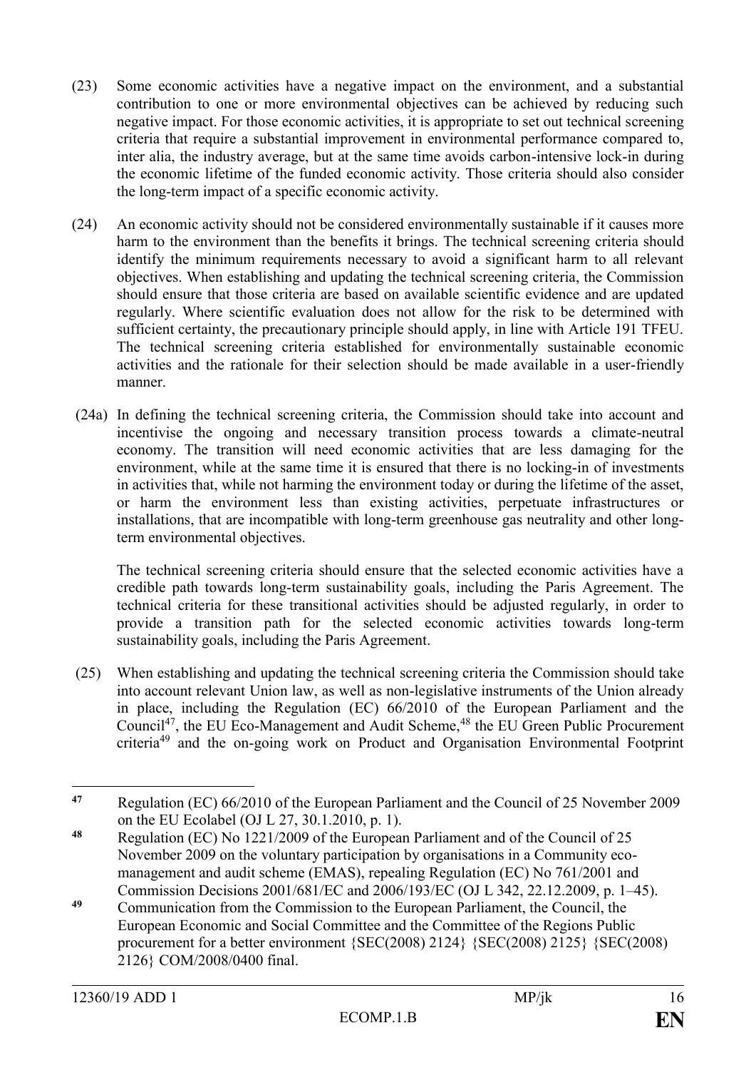(23) Some economic activities have a negative impact on the environment, and a substantial contribution to one or more environmental objectives can be achieved by reducing such negative impact. For those economic activities, it is appropriate to set out technical screening criteria that require a substantial improvement in environmental performance compared to, inter alia, the industry average, but at the same time avoids carbon-intensive lock-in during the economic lifetime of the funded economic activity. Those criteria should also consider the long-term impact of a specific economic activity.

(24) An economic activity should not be considered environmentally sustainable if it causes more harm to the environment than the benefits it brings. The technical screening criteria should identify the minimum requirements necessary to avoid a significant harm to all relevant objectives. When establishing and updating the technical screening criteria, the Commission should ensure that those criteria are based on available scientific evidence and are updated regularly. Where scientific evaluation does not allow for the risk to be determined with sufficient certainty, the precautionary principle should apply, in line with Article 191 TFEU. The technical screening criteria established for environmentally sustainable economic activities and the rationale for their selection should be made available in a user-friendly manner.

(24a) In defining the technical screening criteria, the Commission should take into account and incentivise the ongoing and necessary transition process towards a climate-neutral economy. The transition will need economic activities that are less damaging for the environment, while at the same time it is ensured that there is no locking-in of investments in activities that, while not harming the environment today or during the lifetime of the asset, or harm the environment less than existing activities, perpetuate infrastructures or installations, that are incompatible with long-term greenhouse gas neutrality and other long-term environmental objectives.

The technical screening criteria should ensure that the selected economic activities have a credible path towards long-term sustainability goals, including the Paris Agreement. The technical criteria for these transitional activities should be adjusted regularly, in order to provide a transition path for the selected economic activities towards long-term sustainability goals, including the Paris Agreement.

(25) When establishing and updating the technical screening criteria the Commission should take into account relevant Union law, as well as non-legislative instruments of the Union already in place, including the Regulation (EC) 66/2010 of the European Parliament and the Council[47], the EU Eco-Management and Audit Scheme,[48] the EU Green Public Procurement criteria[49] and the on-going work on Product and Organisation Environmental Footprint

---

[47] Regulation (EC) 66/2010 of the European Parliament and the Council of 25 November 2009 on the EU Ecolabel (OJ L 27, 30.1.2010, p. 1).

[48] Regulation (EC) No 1221/2009 of the European Parliament and of the Council of 25 November 2009 on the voluntary participation by organisations in a Community eco-management and audit scheme (EMAS), repealing Regulation (EC) No 761/2001 and Commission Decisions 2001/681/EC and 2006/193/EC (OJ L 342, 22.12.2009, p. 1–45).

[49] Communication from the Commission to the European Parliament, the Council, the European Economic and Social Committee and the Committee of the Regions Public procurement for a better environment {SEC(2008) 2124} {SEC(2008) 2125} {SEC(2008) 2126} COM/2008/0400 final.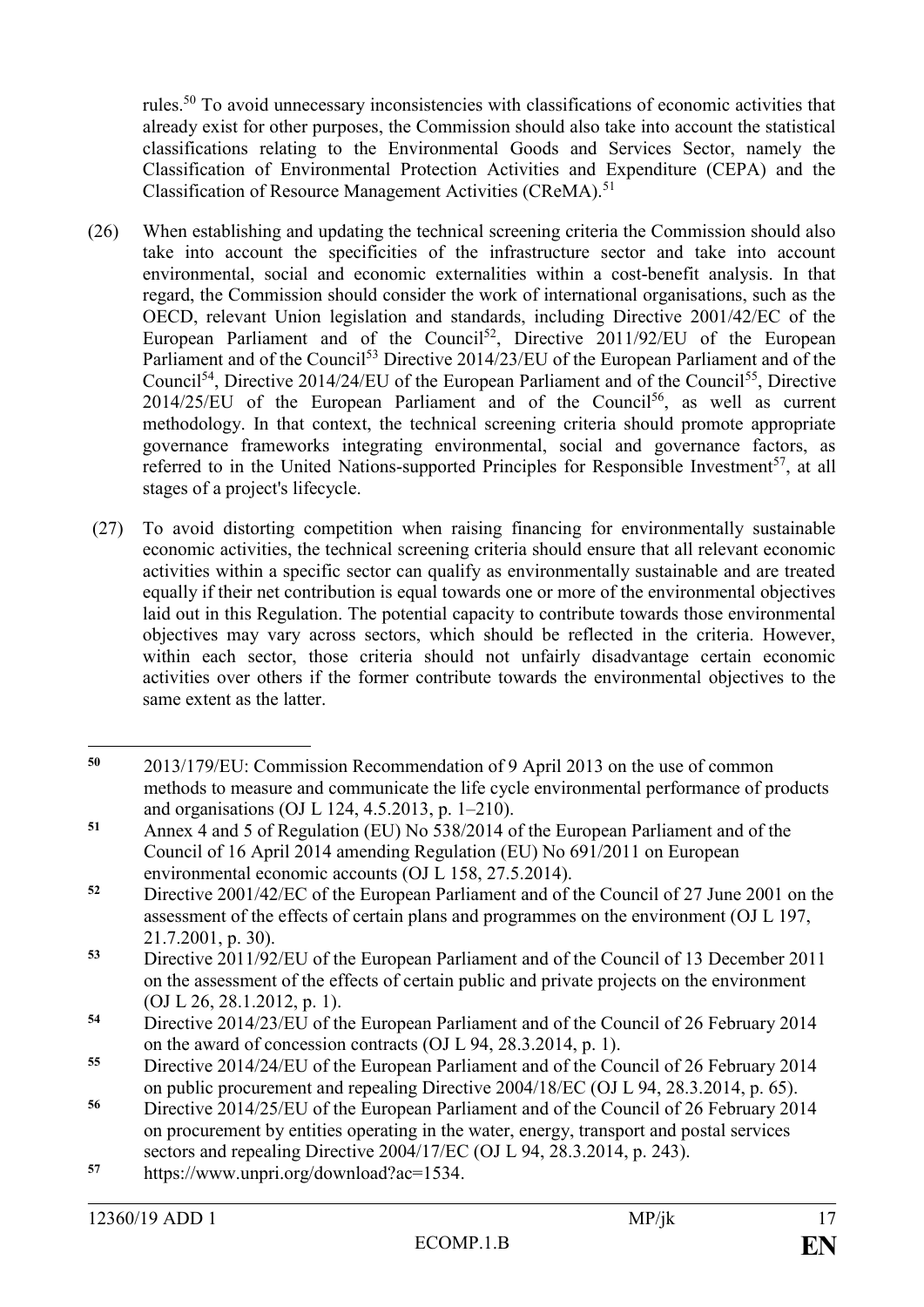rules.[50] To avoid unnecessary inconsistencies with classifications of economic activities that already exist for other purposes, the Commission should also take into account the statistical classifications relating to the Environmental Goods and Services Sector, namely the Classification of Environmental Protection Activities and Expenditure (CEPA) and the Classification of Resource Management Activities (CReMA).[51]

(26) When establishing and updating the technical screening criteria the Commission should also take into account the specificities of the infrastructure sector and take into account environmental, social and economic externalities within a cost-benefit analysis. In that regard, the Commission should consider the work of international organisations, such as the OECD, relevant Union legislation and standards, including Directive 2001/42/EC of the European Parliament and of the Council[52], Directive 2011/92/EU of the European Parliament and of the Council[53] Directive 2014/23/EU of the European Parliament and of the Council[54], Directive 2014/24/EU of the European Parliament and of the Council[55], Directive 2014/25/EU of the European Parliament and of the Council[56], as well as current methodology. In that context, the technical screening criteria should promote appropriate governance frameworks integrating environmental, social and governance factors, as referred to in the United Nations-supported Principles for Responsible Investment[57], at all stages of a project's lifecycle.

(27) To avoid distorting competition when raising financing for environmentally sustainable economic activities, the technical screening criteria should ensure that all relevant economic activities within a specific sector can qualify as environmentally sustainable and are treated equally if their net contribution is equal towards one or more of the environmental objectives laid out in this Regulation. The potential capacity to contribute towards those environmental objectives may vary across sectors, which should be reflected in the criteria. However, within each sector, those criteria should not unfairly disadvantage certain economic activities over others if the former contribute towards the environmental objectives to the same extent as the latter.

---

[50] 2013/179/EU: Commission Recommendation of 9 April 2013 on the use of common methods to measure and communicate the life cycle environmental performance of products and organisations (OJ L 124, 4.5.2013, p. 1–210).

[51] Annex 4 and 5 of Regulation (EU) No 538/2014 of the European Parliament and of the Council of 16 April 2014 amending Regulation (EU) No 691/2011 on European environmental economic accounts (OJ L 158, 27.5.2014).

[52] Directive 2001/42/EC of the European Parliament and of the Council of 27 June 2001 on the assessment of the effects of certain plans and programmes on the environment (OJ L 197, 21.7.2001, p. 30).

[53] Directive 2011/92/EU of the European Parliament and of the Council of 13 December 2011 on the assessment of the effects of certain public and private projects on the environment (OJ L 26, 28.1.2012, p. 1).

[54] Directive 2014/23/EU of the European Parliament and of the Council of 26 February 2014 on the award of concession contracts (OJ L 94, 28.3.2014, p. 1).

[55] Directive 2014/24/EU of the European Parliament and of the Council of 26 February 2014 on public procurement and repealing Directive 2004/18/EC (OJ L 94, 28.3.2014, p. 65).

[56] Directive 2014/25/EU of the European Parliament and of the Council of 26 February 2014 on procurement by entities operating in the water, energy, transport and postal services sectors and repealing Directive 2004/17/EC (OJ L 94, 28.3.2014, p. 243).

[57] https://www.unpri.org/download?ac=1534.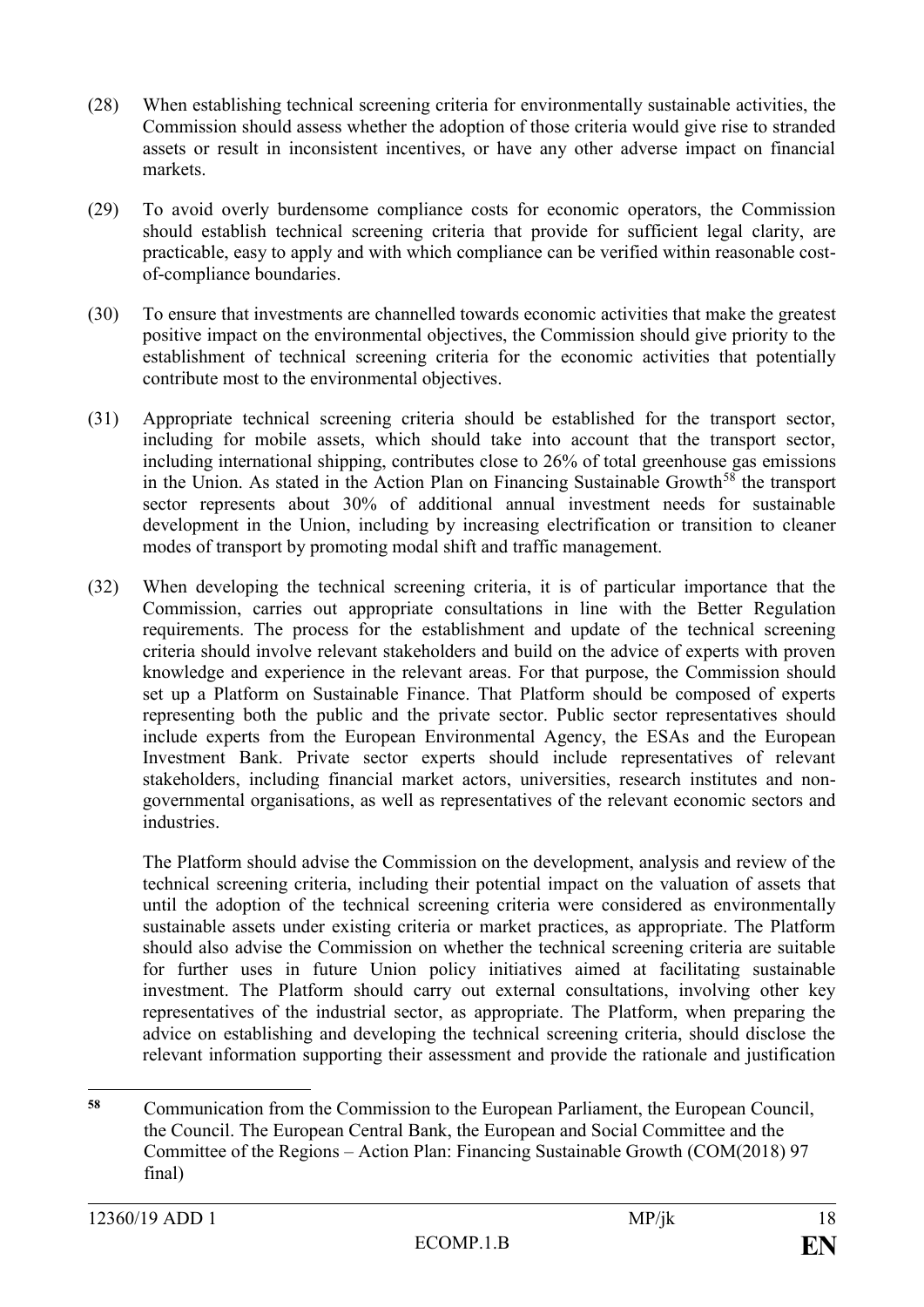(28) When establishing technical screening criteria for environmentally sustainable activities, the Commission should assess whether the adoption of those criteria would give rise to stranded assets or result in inconsistent incentives, or have any other adverse impact on financial markets.

(29) To avoid overly burdensome compliance costs for economic operators, the Commission should establish technical screening criteria that provide for sufficient legal clarity, are practicable, easy to apply and with which compliance can be verified within reasonable cost-of-compliance boundaries.

(30) To ensure that investments are channelled towards economic activities that make the greatest positive impact on the environmental objectives, the Commission should give priority to the establishment of technical screening criteria for the economic activities that potentially contribute most to the environmental objectives.

(31) Appropriate technical screening criteria should be established for the transport sector, including for mobile assets, which should take into account that the transport sector, including international shipping, contributes close to 26% of total greenhouse gas emissions in the Union. As stated in the Action Plan on Financing Sustainable Growth[58] the transport sector represents about 30% of additional annual investment needs for sustainable development in the Union, including by increasing electrification or transition to cleaner modes of transport by promoting modal shift and traffic management.

(32) When developing the technical screening criteria, it is of particular importance that the Commission, carries out appropriate consultations in line with the Better Regulation requirements. The process for the establishment and update of the technical screening criteria should involve relevant stakeholders and build on the advice of experts with proven knowledge and experience in the relevant areas. For that purpose, the Commission should set up a Platform on Sustainable Finance. That Platform should be composed of experts representing both the public and the private sector. Public sector representatives should include experts from the European Environmental Agency, the ESAs and the European Investment Bank. Private sector experts should include representatives of relevant stakeholders, including financial market actors, universities, research institutes and non-governmental organisations, as well as representatives of the relevant economic sectors and industries.

The Platform should advise the Commission on the development, analysis and review of the technical screening criteria, including their potential impact on the valuation of assets that until the adoption of the technical screening criteria were considered as environmentally sustainable assets under existing criteria or market practices, as appropriate. The Platform should also advise the Commission on whether the technical screening criteria are suitable for further uses in future Union policy initiatives aimed at facilitating sustainable investment. The Platform should carry out external consultations, involving other key representatives of the industrial sector, as appropriate. The Platform, when preparing the advice on establishing and developing the technical screening criteria, should disclose the relevant information supporting their assessment and provide the rationale and justification

---

[58] Communication from the Commission to the European Parliament, the European Council, the Council. The European Central Bank, the European and Social Committee and the Committee of the Regions – Action Plan: Financing Sustainable Growth (COM(2018) 97 final)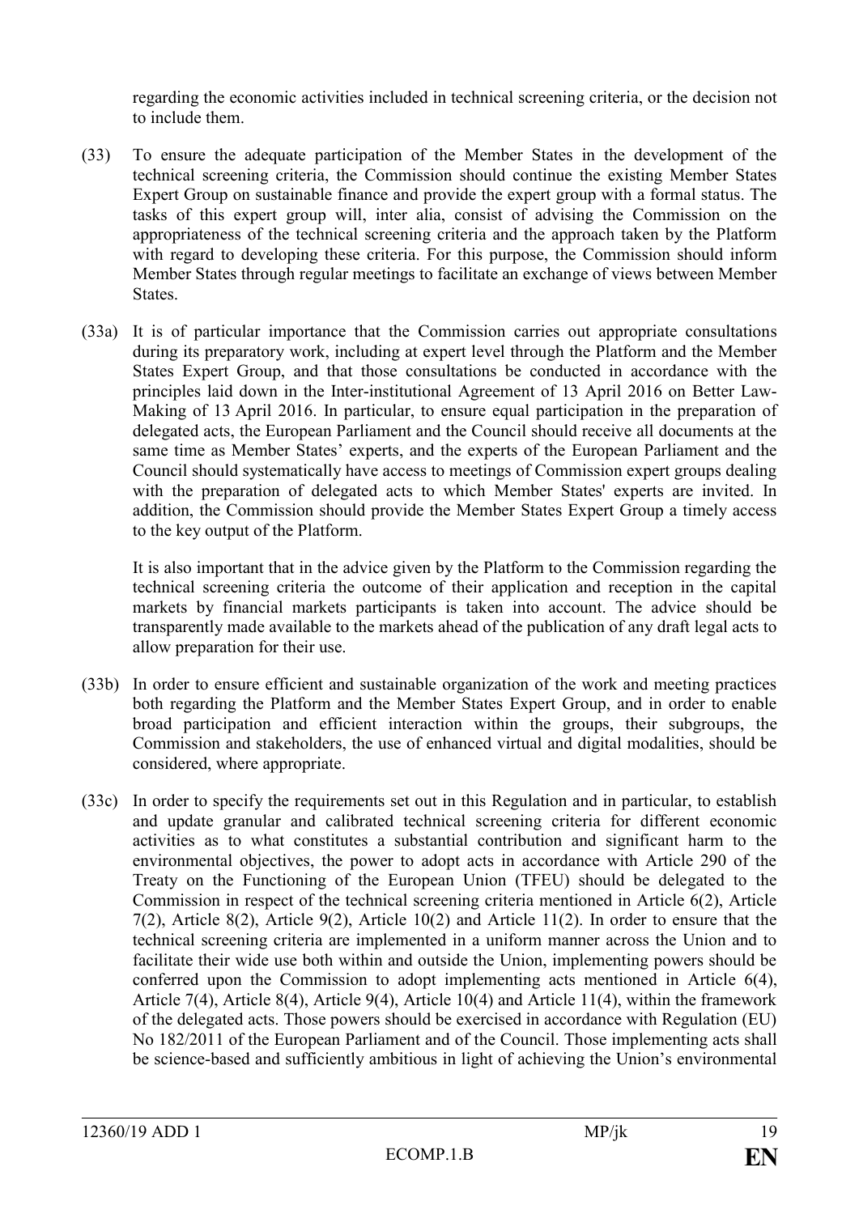regarding the economic activities included in technical screening criteria, or the decision not to include them.

(33) To ensure the adequate participation of the Member States in the development of the technical screening criteria, the Commission should continue the existing Member States Expert Group on sustainable finance and provide the expert group with a formal status. The tasks of this expert group will, inter alia, consist of advising the Commission on the appropriateness of the technical screening criteria and the approach taken by the Platform with regard to developing these criteria. For this purpose, the Commission should inform Member States through regular meetings to facilitate an exchange of views between Member States.

(33a) It is of particular importance that the Commission carries out appropriate consultations during its preparatory work, including at expert level through the Platform and the Member States Expert Group, and that those consultations be conducted in accordance with the principles laid down in the Inter-institutional Agreement of 13 April 2016 on Better Law-Making of 13 April 2016. In particular, to ensure equal participation in the preparation of delegated acts, the European Parliament and the Council should receive all documents at the same time as Member States' experts, and the experts of the European Parliament and the Council should systematically have access to meetings of Commission expert groups dealing with the preparation of delegated acts to which Member States' experts are invited. In addition, the Commission should provide the Member States Expert Group a timely access to the key output of the Platform.

It is also important that in the advice given by the Platform to the Commission regarding the technical screening criteria the outcome of their application and reception in the capital markets by financial markets participants is taken into account. The advice should be transparently made available to the markets ahead of the publication of any draft legal acts to allow preparation for their use.

(33b) In order to ensure efficient and sustainable organization of the work and meeting practices both regarding the Platform and the Member States Expert Group, and in order to enable broad participation and efficient interaction within the groups, their subgroups, the Commission and stakeholders, the use of enhanced virtual and digital modalities, should be considered, where appropriate.

(33c) In order to specify the requirements set out in this Regulation and in particular, to establish and update granular and calibrated technical screening criteria for different economic activities as to what constitutes a substantial contribution and significant harm to the environmental objectives, the power to adopt acts in accordance with Article 290 of the Treaty on the Functioning of the European Union (TFEU) should be delegated to the Commission in respect of the technical screening criteria mentioned in Article 6(2), Article 7(2), Article 8(2), Article 9(2), Article 10(2) and Article 11(2). In order to ensure that the technical screening criteria are implemented in a uniform manner across the Union and to facilitate their wide use both within and outside the Union, implementing powers should be conferred upon the Commission to adopt implementing acts mentioned in Article 6(4), Article 7(4), Article 8(4), Article 9(4), Article 10(4) and Article 11(4), within the framework of the delegated acts. Those powers should be exercised in accordance with Regulation (EU) No 182/2011 of the European Parliament and of the Council. Those implementing acts shall be science-based and sufficiently ambitious in light of achieving the Union's environmental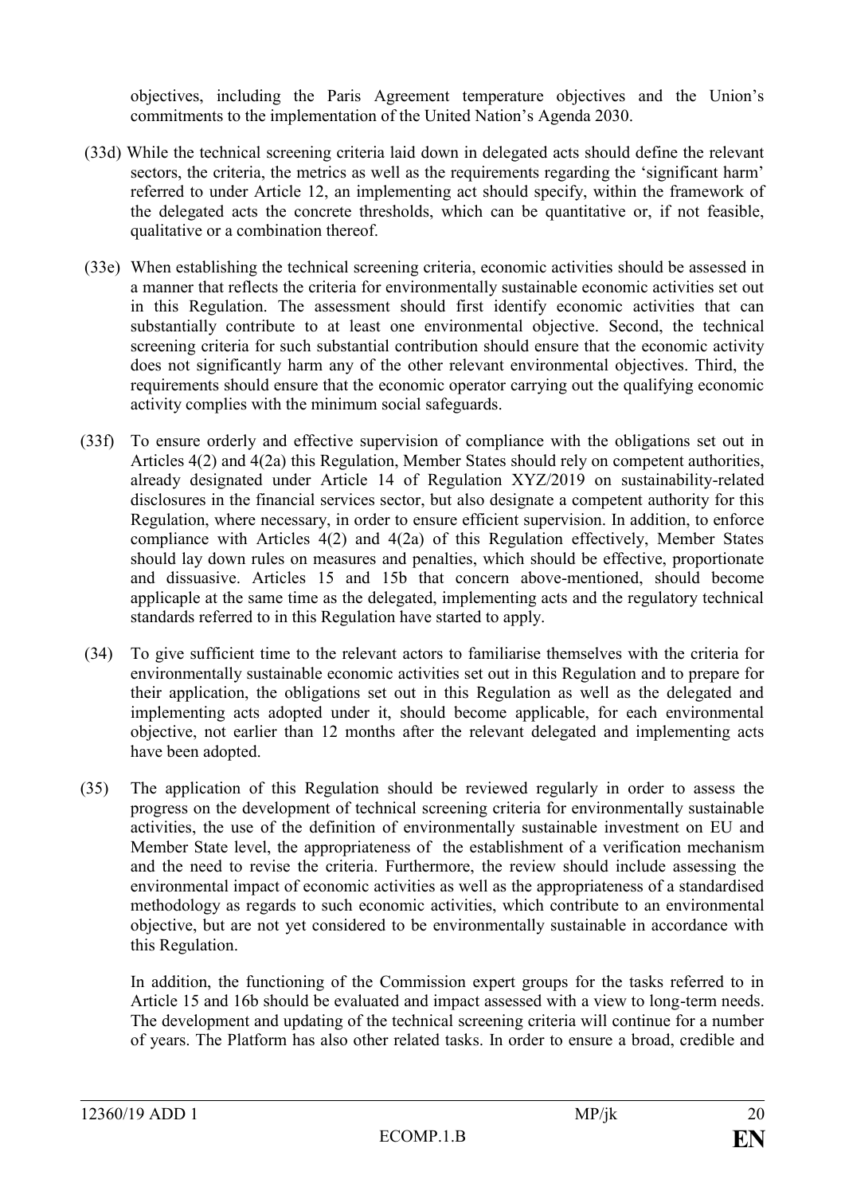objectives, including the Paris Agreement temperature objectives and the Union's commitments to the implementation of the United Nation's Agenda 2030.

(33d) While the technical screening criteria laid down in delegated acts should define the relevant sectors, the criteria, the metrics as well as the requirements regarding the 'significant harm' referred to under Article 12, an implementing act should specify, within the framework of the delegated acts the concrete thresholds, which can be quantitative or, if not feasible, qualitative or a combination thereof.

(33e) When establishing the technical screening criteria, economic activities should be assessed in a manner that reflects the criteria for environmentally sustainable economic activities set out in this Regulation. The assessment should first identify economic activities that can substantially contribute to at least one environmental objective. Second, the technical screening criteria for such substantial contribution should ensure that the economic activity does not significantly harm any of the other relevant environmental objectives. Third, the requirements should ensure that the economic operator carrying out the qualifying economic activity complies with the minimum social safeguards.

(33f) To ensure orderly and effective supervision of compliance with the obligations set out in Articles 4(2) and 4(2a) this Regulation, Member States should rely on competent authorities, already designated under Article 14 of Regulation XYZ/2019 on sustainability-related disclosures in the financial services sector, but also designate a competent authority for this Regulation, where necessary, in order to ensure efficient supervision. In addition, to enforce compliance with Articles 4(2) and 4(2a) of this Regulation effectively, Member States should lay down rules on measures and penalties, which should be effective, proportionate and dissuasive. Articles 15 and 15b that concern above-mentioned, should become applicaple at the same time as the delegated, implementing acts and the regulatory technical standards referred to in this Regulation have started to apply.

(34) To give sufficient time to the relevant actors to familiarise themselves with the criteria for environmentally sustainable economic activities set out in this Regulation and to prepare for their application, the obligations set out in this Regulation as well as the delegated and implementing acts adopted under it, should become applicable, for each environmental objective, not earlier than 12 months after the relevant delegated and implementing acts have been adopted.

(35) The application of this Regulation should be reviewed regularly in order to assess the progress on the development of technical screening criteria for environmentally sustainable activities, the use of the definition of environmentally sustainable investment on EU and Member State level, the appropriateness of the establishment of a verification mechanism and the need to revise the criteria. Furthermore, the review should include assessing the environmental impact of economic activities as well as the appropriateness of a standardised methodology as regards to such economic activities, which contribute to an environmental objective, but are not yet considered to be environmentally sustainable in accordance with this Regulation.

In addition, the functioning of the Commission expert groups for the tasks referred to in Article 15 and 16b should be evaluated and impact assessed with a view to long-term needs. The development and updating of the technical screening criteria will continue for a number of years. The Platform has also other related tasks. In order to ensure a broad, credible and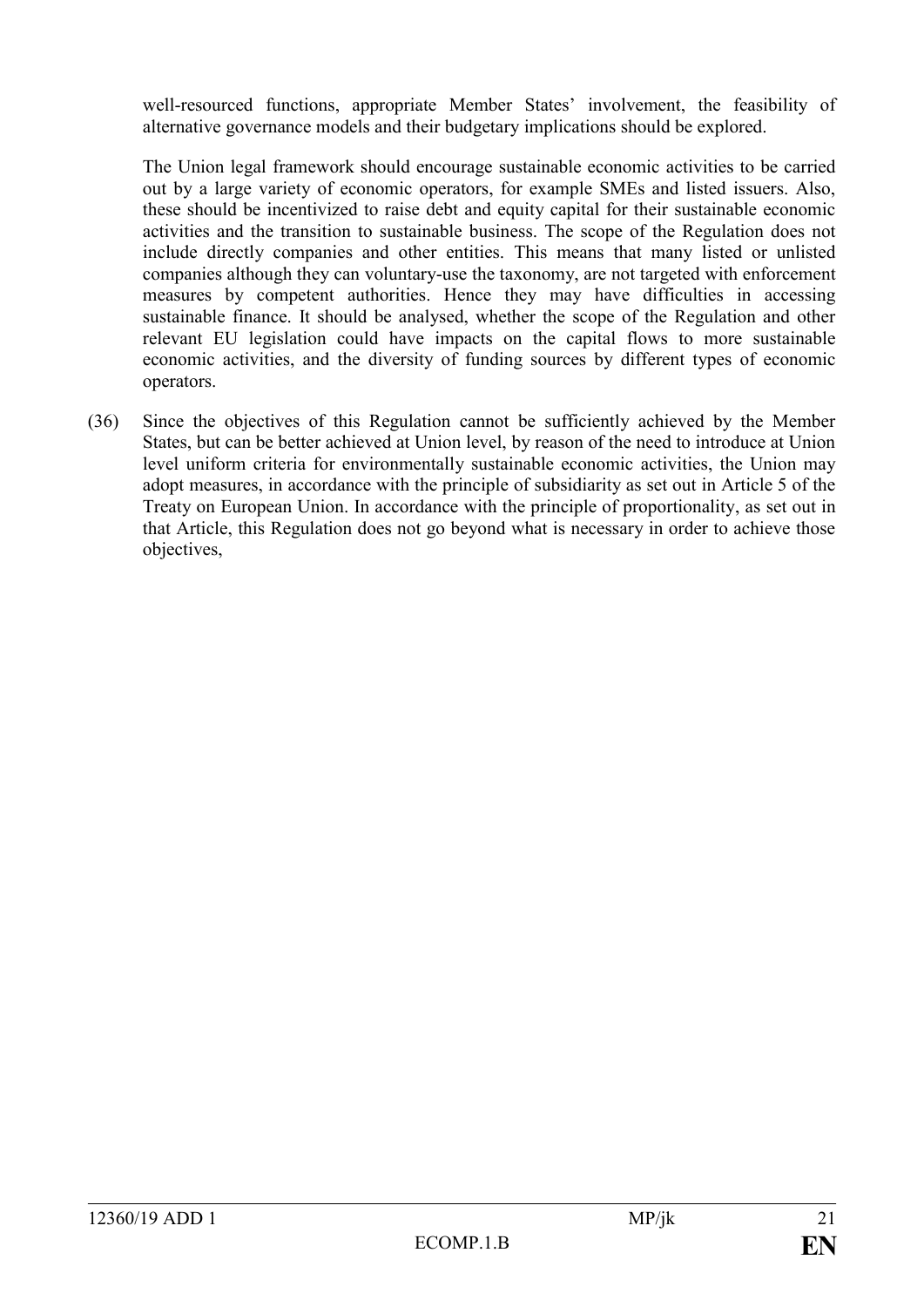well-resourced functions, appropriate Member States' involvement, the feasibility of alternative governance models and their budgetary implications should be explored.

The Union legal framework should encourage sustainable economic activities to be carried out by a large variety of economic operators, for example SMEs and listed issuers. Also, these should be incentivized to raise debt and equity capital for their sustainable economic activities and the transition to sustainable business. The scope of the Regulation does not include directly companies and other entities. This means that many listed or unlisted companies although they can voluntary-use the taxonomy, are not targeted with enforcement measures by competent authorities. Hence they may have difficulties in accessing sustainable finance. It should be analysed, whether the scope of the Regulation and other relevant EU legislation could have impacts on the capital flows to more sustainable economic activities, and the diversity of funding sources by different types of economic operators.

(36) Since the objectives of this Regulation cannot be sufficiently achieved by the Member States, but can be better achieved at Union level, by reason of the need to introduce at Union level uniform criteria for environmentally sustainable economic activities, the Union may adopt measures, in accordance with the principle of subsidiarity as set out in Article 5 of the Treaty on European Union. In accordance with the principle of proportionality, as set out in that Article, this Regulation does not go beyond what is necessary in order to achieve those objectives,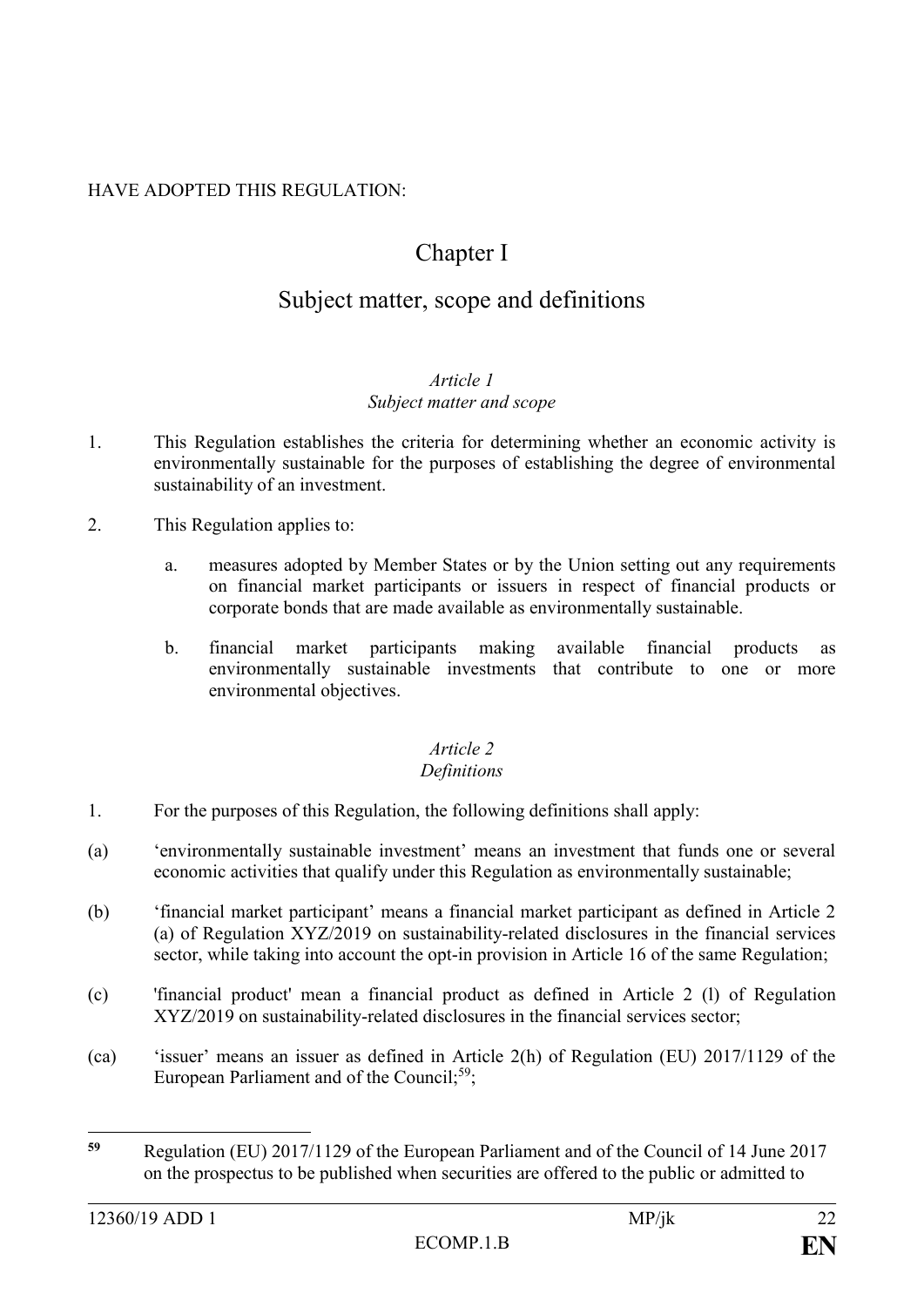HAVE ADOPTED THIS REGULATION:

# Chapter I

# Subject matter, scope and definitions

### *Article 1*
### *Subject matter and scope*

1. This Regulation establishes the criteria for determining whether an economic activity is environmentally sustainable for the purposes of establishing the degree of environmental sustainability of an investment.

2. This Regulation applies to:

   a. measures adopted by Member States or by the Union setting out any requirements on financial market participants or issuers in respect of financial products or corporate bonds that are made available as environmentally sustainable.

   b. financial market participants making available financial products as environmentally sustainable investments that contribute to one or more environmental objectives.

### *Article 2*
### *Definitions*

1. For the purposes of this Regulation, the following definitions shall apply:

(a) 'environmentally sustainable investment' means an investment that funds one or several economic activities that qualify under this Regulation as environmentally sustainable;

(b) 'financial market participant' means a financial market participant as defined in Article 2 (a) of Regulation XYZ/2019 on sustainability-related disclosures in the financial services sector, while taking into account the opt-in provision in Article 16 of the same Regulation;

(c) 'financial product' mean a financial product as defined in Article 2 (l) of Regulation XYZ/2019 on sustainability-related disclosures in the financial services sector;

(ca) 'issuer' means an issuer as defined in Article 2(h) of Regulation (EU) 2017/1129 of the European Parliament and of the Council;[59];

---

[59] Regulation (EU) 2017/1129 of the European Parliament and of the Council of 14 June 2017 on the prospectus to be published when securities are offered to the public or admitted to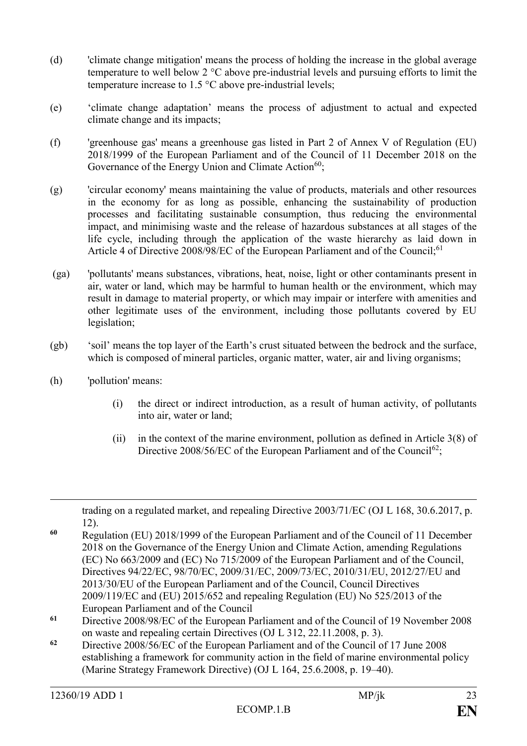(d) 'climate change mitigation' means the process of holding the increase in the global average temperature to well below 2 °C above pre-industrial levels and pursuing efforts to limit the temperature increase to 1.5 °C above pre-industrial levels;

(e) ‘climate change adaptation’ means the process of adjustment to actual and expected climate change and its impacts;

(f) 'greenhouse gas' means a greenhouse gas listed in Part 2 of Annex V of Regulation (EU) 2018/1999 of the European Parliament and of the Council of 11 December 2018 on the Governance of the Energy Union and Climate Action[60];

(g) 'circular economy' means maintaining the value of products, materials and other resources in the economy for as long as possible, enhancing the sustainability of production processes and facilitating sustainable consumption, thus reducing the environmental impact, and minimising waste and the release of hazardous substances at all stages of the life cycle, including through the application of the waste hierarchy as laid down in Article 4 of Directive 2008/98/EC of the European Parliament and of the Council;[61]

(ga) 'pollutants' means substances, vibrations, heat, noise, light or other contaminants present in air, water or land, which may be harmful to human health or the environment, which may result in damage to material property, or which may impair or interfere with amenities and other legitimate uses of the environment, including those pollutants covered by EU legislation;

(gb) ‘soil’ means the top layer of the Earth’s crust situated between the bedrock and the surface, which is composed of mineral particles, organic matter, water, air and living organisms;

(h) 'pollution' means:

(i) the direct or indirect introduction, as a result of human activity, of pollutants into air, water or land;

(ii) in the context of the marine environment, pollution as defined in Article 3(8) of Directive 2008/56/EC of the European Parliament and of the Council[62];

---

trading on a regulated market, and repealing Directive 2003/71/EC (OJ L 168, 30.6.2017, p. 12).

[60] Regulation (EU) 2018/1999 of the European Parliament and of the Council of 11 December 2018 on the Governance of the Energy Union and Climate Action, amending Regulations (EC) No 663/2009 and (EC) No 715/2009 of the European Parliament and of the Council, Directives 94/22/EC, 98/70/EC, 2009/31/EC, 2009/73/EC, 2010/31/EU, 2012/27/EU and 2013/30/EU of the European Parliament and of the Council, Council Directives 2009/119/EC and (EU) 2015/652 and repealing Regulation (EU) No 525/2013 of the European Parliament and of the Council

[61] Directive 2008/98/EC of the European Parliament and of the Council of 19 November 2008 on waste and repealing certain Directives (OJ L 312, 22.11.2008, p. 3).

[62] Directive 2008/56/EC of the European Parliament and of the Council of 17 June 2008 establishing a framework for community action in the field of marine environmental policy (Marine Strategy Framework Directive) (OJ L 164, 25.6.2008, p. 19–40).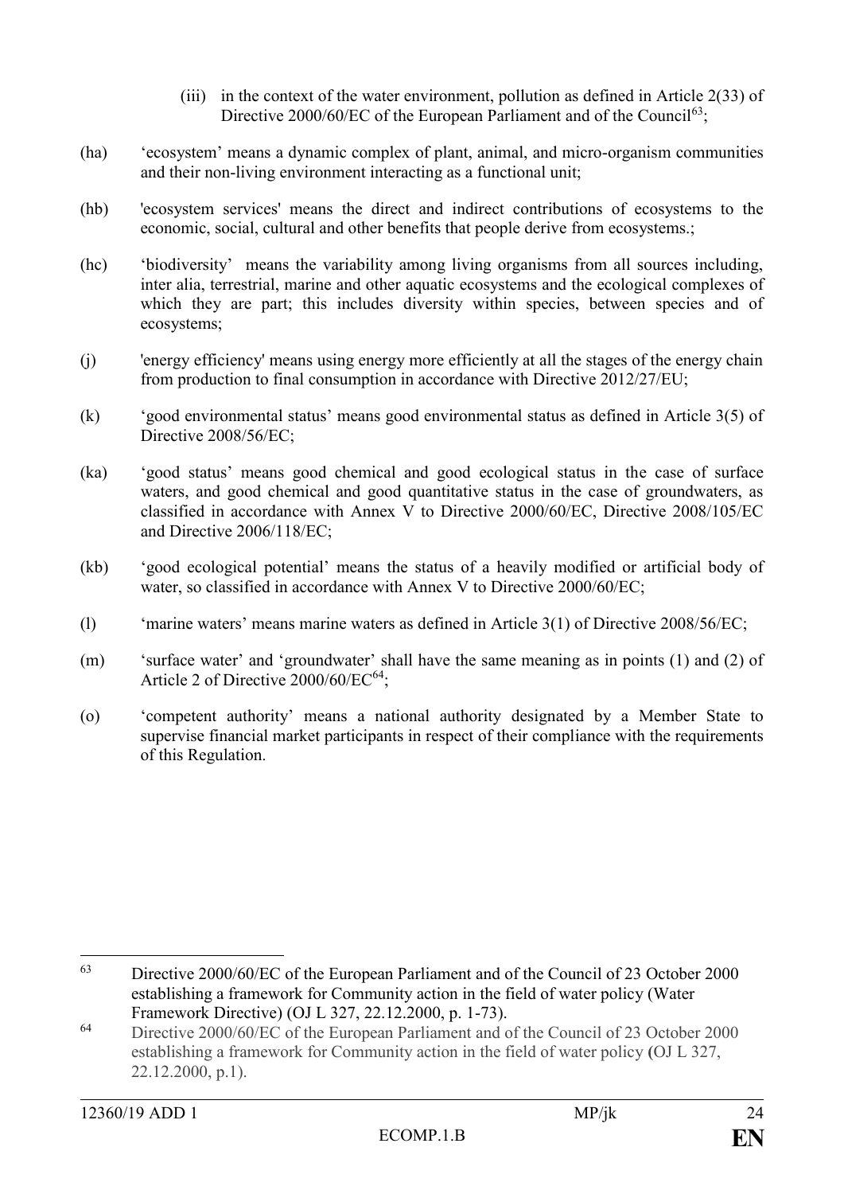(iii) in the context of the water environment, pollution as defined in Article 2(33) of Directive 2000/60/EC of the European Parliament and of the Council[63];

(ha) 'ecosystem' means a dynamic complex of plant, animal, and micro-organism communities and their non-living environment interacting as a functional unit;

(hb) 'ecosystem services' means the direct and indirect contributions of ecosystems to the economic, social, cultural and other benefits that people derive from ecosystems.;

(hc) 'biodiversity' means the variability among living organisms from all sources including, inter alia, terrestrial, marine and other aquatic ecosystems and the ecological complexes of which they are part; this includes diversity within species, between species and of ecosystems;

(j) 'energy efficiency' means using energy more efficiently at all the stages of the energy chain from production to final consumption in accordance with Directive 2012/27/EU;

(k) 'good environmental status' means good environmental status as defined in Article 3(5) of Directive 2008/56/EC;

(ka) 'good status' means good chemical and good ecological status in the case of surface waters, and good chemical and good quantitative status in the case of groundwaters, as classified in accordance with Annex V to Directive 2000/60/EC, Directive 2008/105/EC and Directive 2006/118/EC;

(kb) 'good ecological potential' means the status of a heavily modified or artificial body of water, so classified in accordance with Annex V to Directive 2000/60/EC;

(l) 'marine waters' means marine waters as defined in Article 3(1) of Directive 2008/56/EC;

(m) 'surface water' and 'groundwater' shall have the same meaning as in points (1) and (2) of Article 2 of Directive 2000/60/EC[64];

(o) 'competent authority' means a national authority designated by a Member State to supervise financial market participants in respect of their compliance with the requirements of this Regulation.

---

[63] Directive 2000/60/EC of the European Parliament and of the Council of 23 October 2000 establishing a framework for Community action in the field of water policy (Water Framework Directive) (OJ L 327, 22.12.2000, p. 1-73).

[64] Directive 2000/60/EC of the European Parliament and of the Council of 23 October 2000 establishing a framework for Community action in the field of water policy (OJ L 327, 22.12.2000, p.1).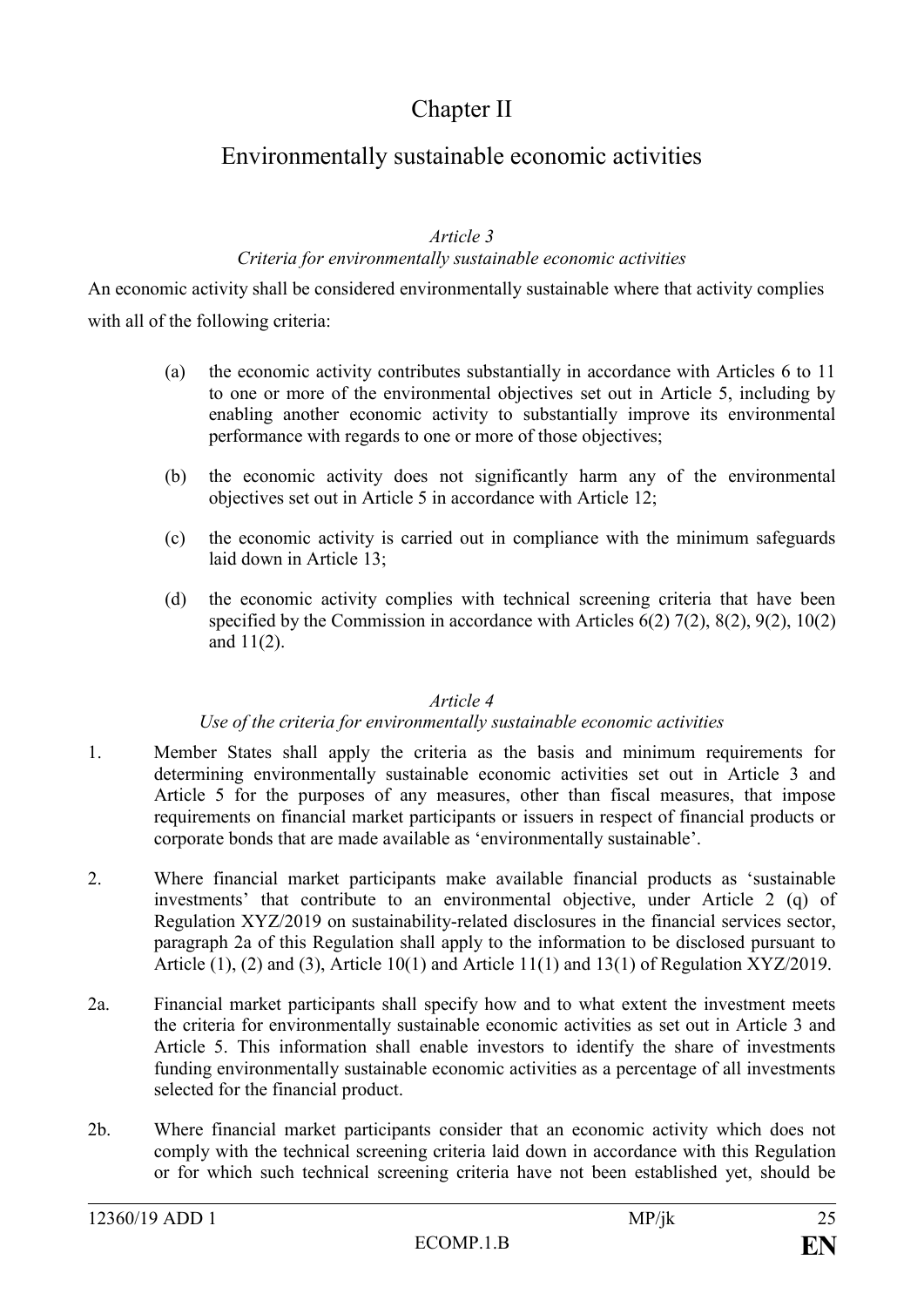# Chapter II

## Environmentally sustainable economic activities

*Article 3*

*Criteria for environmentally sustainable economic activities*

An economic activity shall be considered environmentally sustainable where that activity complies with all of the following criteria:

(a) the economic activity contributes substantially in accordance with Articles 6 to 11 to one or more of the environmental objectives set out in Article 5, including by enabling another economic activity to substantially improve its environmental performance with regards to one or more of those objectives;

(b) the economic activity does not significantly harm any of the environmental objectives set out in Article 5 in accordance with Article 12;

(c) the economic activity is carried out in compliance with the minimum safeguards laid down in Article 13;

(d) the economic activity complies with technical screening criteria that have been specified by the Commission in accordance with Articles 6(2) 7(2), 8(2), 9(2), 10(2) and 11(2).

*Article 4*

*Use of the criteria for environmentally sustainable economic activities*

1. Member States shall apply the criteria as the basis and minimum requirements for determining environmentally sustainable economic activities set out in Article 3 and Article 5 for the purposes of any measures, other than fiscal measures, that impose requirements on financial market participants or issuers in respect of financial products or corporate bonds that are made available as 'environmentally sustainable'.

2. Where financial market participants make available financial products as 'sustainable investments' that contribute to an environmental objective, under Article 2 (q) of Regulation XYZ/2019 on sustainability-related disclosures in the financial services sector, paragraph 2a of this Regulation shall apply to the information to be disclosed pursuant to Article (1), (2) and (3), Article 10(1) and Article 11(1) and 13(1) of Regulation XYZ/2019.

2a. Financial market participants shall specify how and to what extent the investment meets the criteria for environmentally sustainable economic activities as set out in Article 3 and Article 5. This information shall enable investors to identify the share of investments funding environmentally sustainable economic activities as a percentage of all investments selected for the financial product.

2b. Where financial market participants consider that an economic activity which does not comply with the technical screening criteria laid down in accordance with this Regulation or for which such technical screening criteria have not been established yet, should be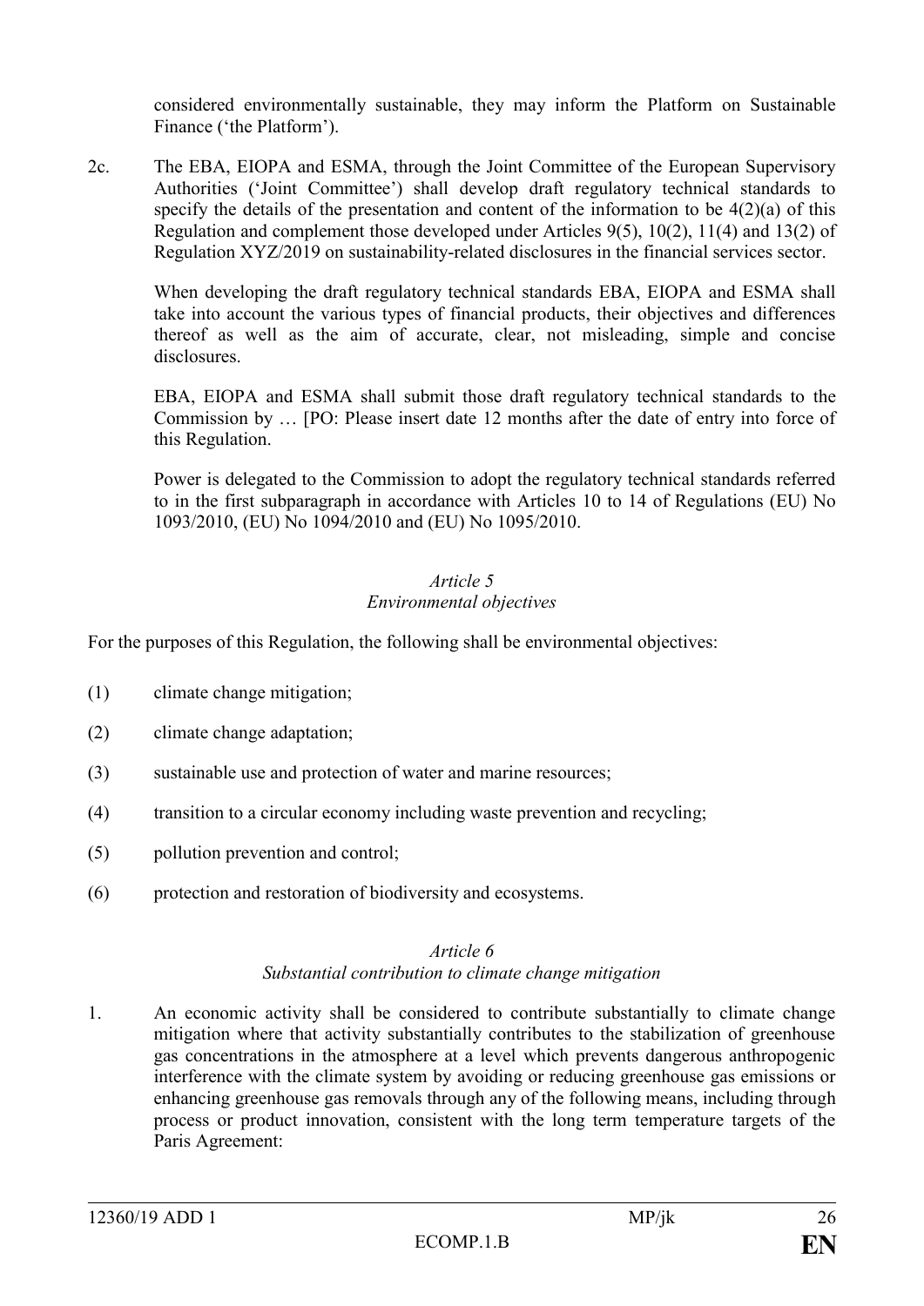considered environmentally sustainable, they may inform the Platform on Sustainable Finance ('the Platform').

2c. The EBA, EIOPA and ESMA, through the Joint Committee of the European Supervisory Authorities ('Joint Committee') shall develop draft regulatory technical standards to specify the details of the presentation and content of the information to be 4(2)(a) of this Regulation and complement those developed under Articles 9(5), 10(2), 11(4) and 13(2) of Regulation XYZ/2019 on sustainability-related disclosures in the financial services sector.

When developing the draft regulatory technical standards EBA, EIOPA and ESMA shall take into account the various types of financial products, their objectives and differences thereof as well as the aim of accurate, clear, not misleading, simple and concise disclosures.

EBA, EIOPA and ESMA shall submit those draft regulatory technical standards to the Commission by … [PO: Please insert date 12 months after the date of entry into force of this Regulation.

Power is delegated to the Commission to adopt the regulatory technical standards referred to in the first subparagraph in accordance with Articles 10 to 14 of Regulations (EU) No 1093/2010, (EU) No 1094/2010 and (EU) No 1095/2010.

*Article 5*
*Environmental objectives*

For the purposes of this Regulation, the following shall be environmental objectives:

(1) climate change mitigation;

(2) climate change adaptation;

(3) sustainable use and protection of water and marine resources;

(4) transition to a circular economy including waste prevention and recycling;

(5) pollution prevention and control;

(6) protection and restoration of biodiversity and ecosystems.

*Article 6*
*Substantial contribution to climate change mitigation*

1. An economic activity shall be considered to contribute substantially to climate change mitigation where that activity substantially contributes to the stabilization of greenhouse gas concentrations in the atmosphere at a level which prevents dangerous anthropogenic interference with the climate system by avoiding or reducing greenhouse gas emissions or enhancing greenhouse gas removals through any of the following means, including through process or product innovation, consistent with the long term temperature targets of the Paris Agreement: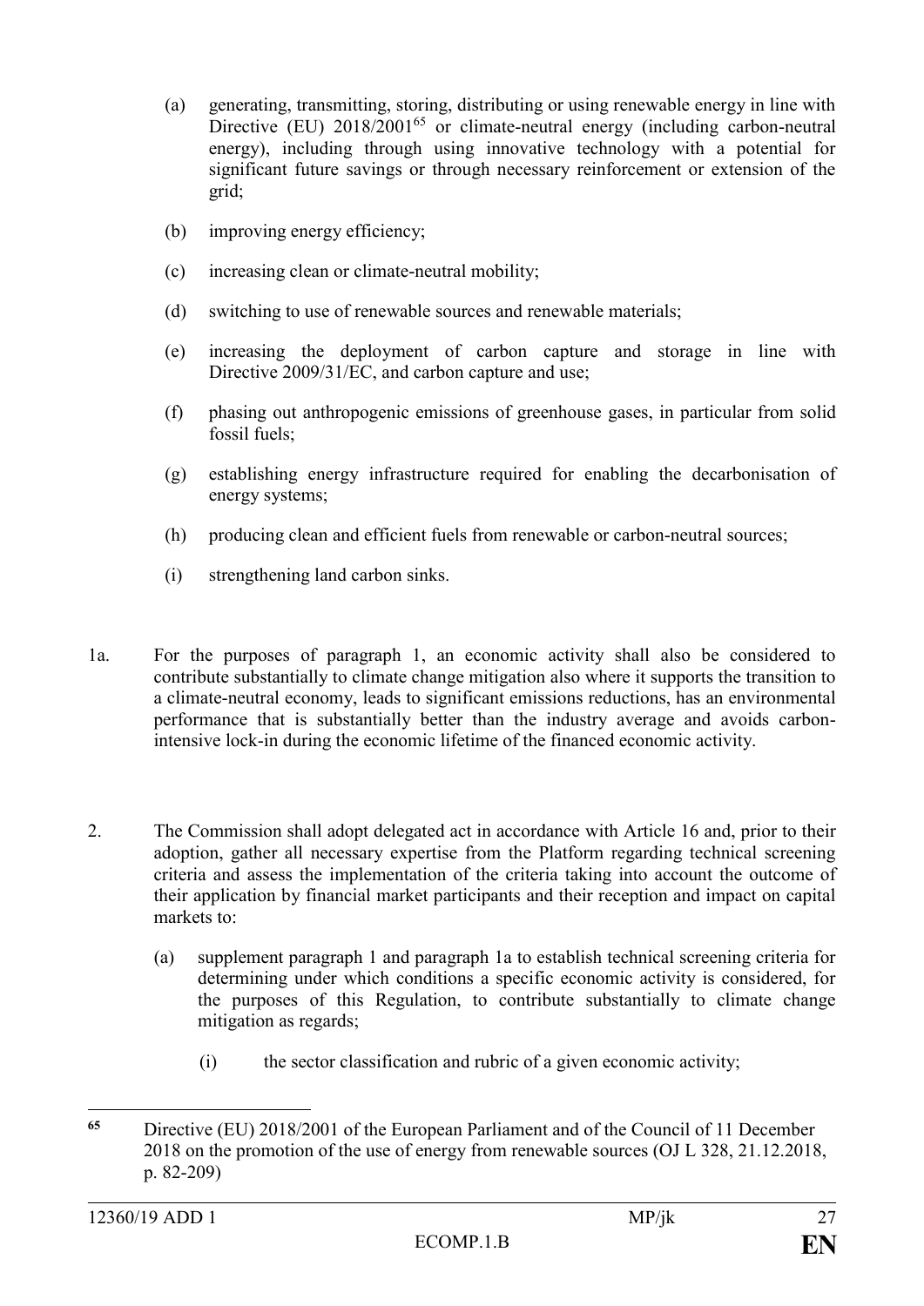(a) generating, transmitting, storing, distributing or using renewable energy in line with Directive (EU) 2018/2001[65] or climate-neutral energy (including carbon-neutral energy), including through using innovative technology with a potential for significant future savings or through necessary reinforcement or extension of the grid;

(b) improving energy efficiency;

(c) increasing clean or climate-neutral mobility;

(d) switching to use of renewable sources and renewable materials;

(e) increasing the deployment of carbon capture and storage in line with Directive 2009/31/EC, and carbon capture and use;

(f) phasing out anthropogenic emissions of greenhouse gases, in particular from solid fossil fuels;

(g) establishing energy infrastructure required for enabling the decarbonisation of energy systems;

(h) producing clean and efficient fuels from renewable or carbon-neutral sources;

(i) strengthening land carbon sinks.

1a. For the purposes of paragraph 1, an economic activity shall also be considered to contribute substantially to climate change mitigation also where it supports the transition to a climate-neutral economy, leads to significant emissions reductions, has an environmental performance that is substantially better than the industry average and avoids carbon-intensive lock-in during the economic lifetime of the financed economic activity.

2. The Commission shall adopt delegated act in accordance with Article 16 and, prior to their adoption, gather all necessary expertise from the Platform regarding technical screening criteria and assess the implementation of the criteria taking into account the outcome of their application by financial market participants and their reception and impact on capital markets to:

(a) supplement paragraph 1 and paragraph 1a to establish technical screening criteria for determining under which conditions a specific economic activity is considered, for the purposes of this Regulation, to contribute substantially to climate change mitigation as regards;

(i) the sector classification and rubric of a given economic activity;

---

[65] Directive (EU) 2018/2001 of the European Parliament and of the Council of 11 December 2018 on the promotion of the use of energy from renewable sources (OJ L 328, 21.12.2018, p. 82-209)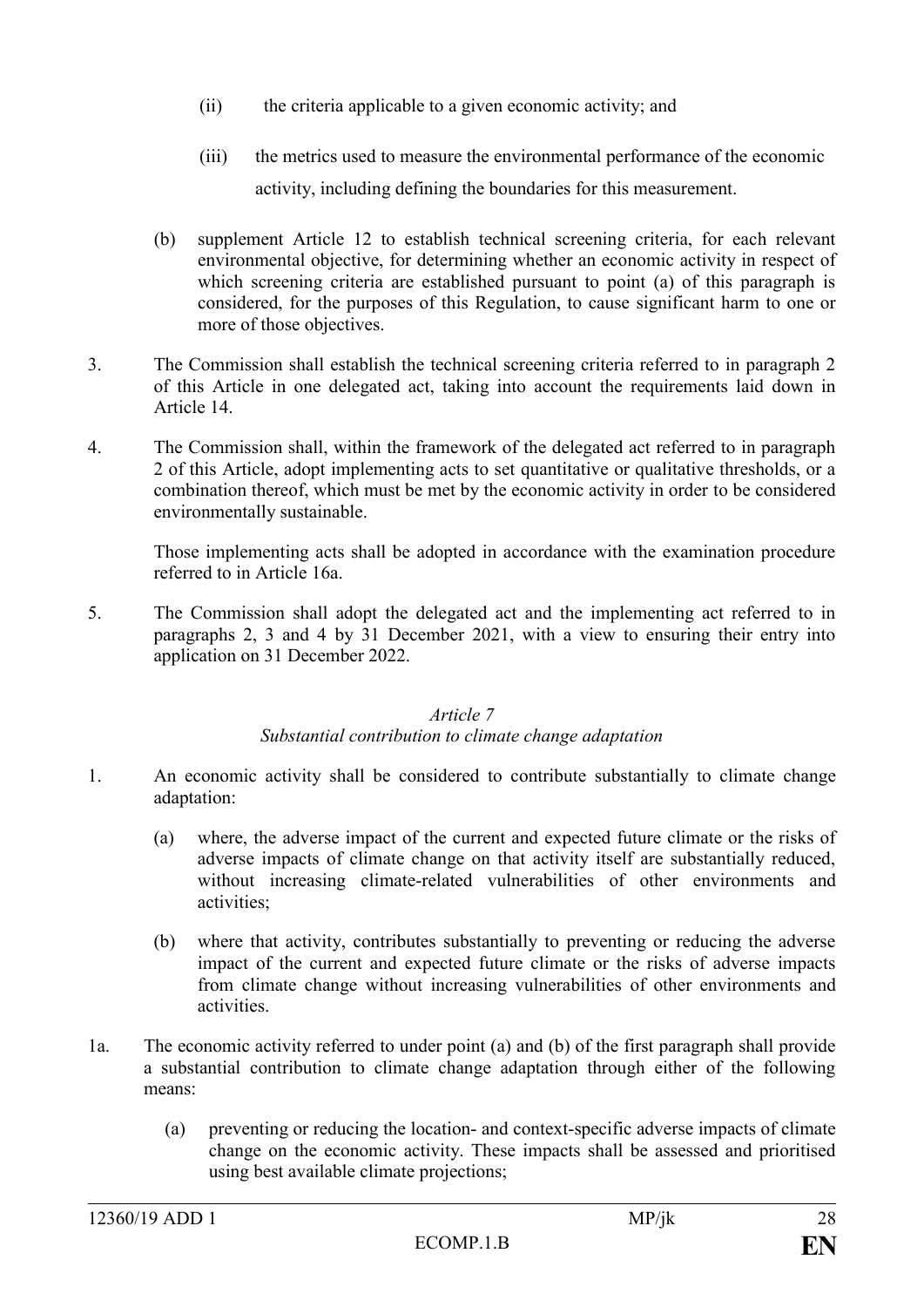(ii) the criteria applicable to a given economic activity; and

(iii) the metrics used to measure the environmental performance of the economic activity, including defining the boundaries for this measurement.

(b) supplement Article 12 to establish technical screening criteria, for each relevant environmental objective, for determining whether an economic activity in respect of which screening criteria are established pursuant to point (a) of this paragraph is considered, for the purposes of this Regulation, to cause significant harm to one or more of those objectives.

3. The Commission shall establish the technical screening criteria referred to in paragraph 2 of this Article in one delegated act, taking into account the requirements laid down in Article 14.

4. The Commission shall, within the framework of the delegated act referred to in paragraph 2 of this Article, adopt implementing acts to set quantitative or qualitative thresholds, or a combination thereof, which must be met by the economic activity in order to be considered environmentally sustainable.

Those implementing acts shall be adopted in accordance with the examination procedure referred to in Article 16a.

5. The Commission shall adopt the delegated act and the implementing act referred to in paragraphs 2, 3 and 4 by 31 December 2021, with a view to ensuring their entry into application on 31 December 2022.

*Article 7*
*Substantial contribution to climate change adaptation*

1. An economic activity shall be considered to contribute substantially to climate change adaptation:

(a) where, the adverse impact of the current and expected future climate or the risks of adverse impacts of climate change on that activity itself are substantially reduced, without increasing climate-related vulnerabilities of other environments and activities;

(b) where that activity, contributes substantially to preventing or reducing the adverse impact of the current and expected future climate or the risks of adverse impacts from climate change without increasing vulnerabilities of other environments and activities.

1a. The economic activity referred to under point (a) and (b) of the first paragraph shall provide a substantial contribution to climate change adaptation through either of the following means:

(a) preventing or reducing the location- and context-specific adverse impacts of climate change on the economic activity. These impacts shall be assessed and prioritised using best available climate projections;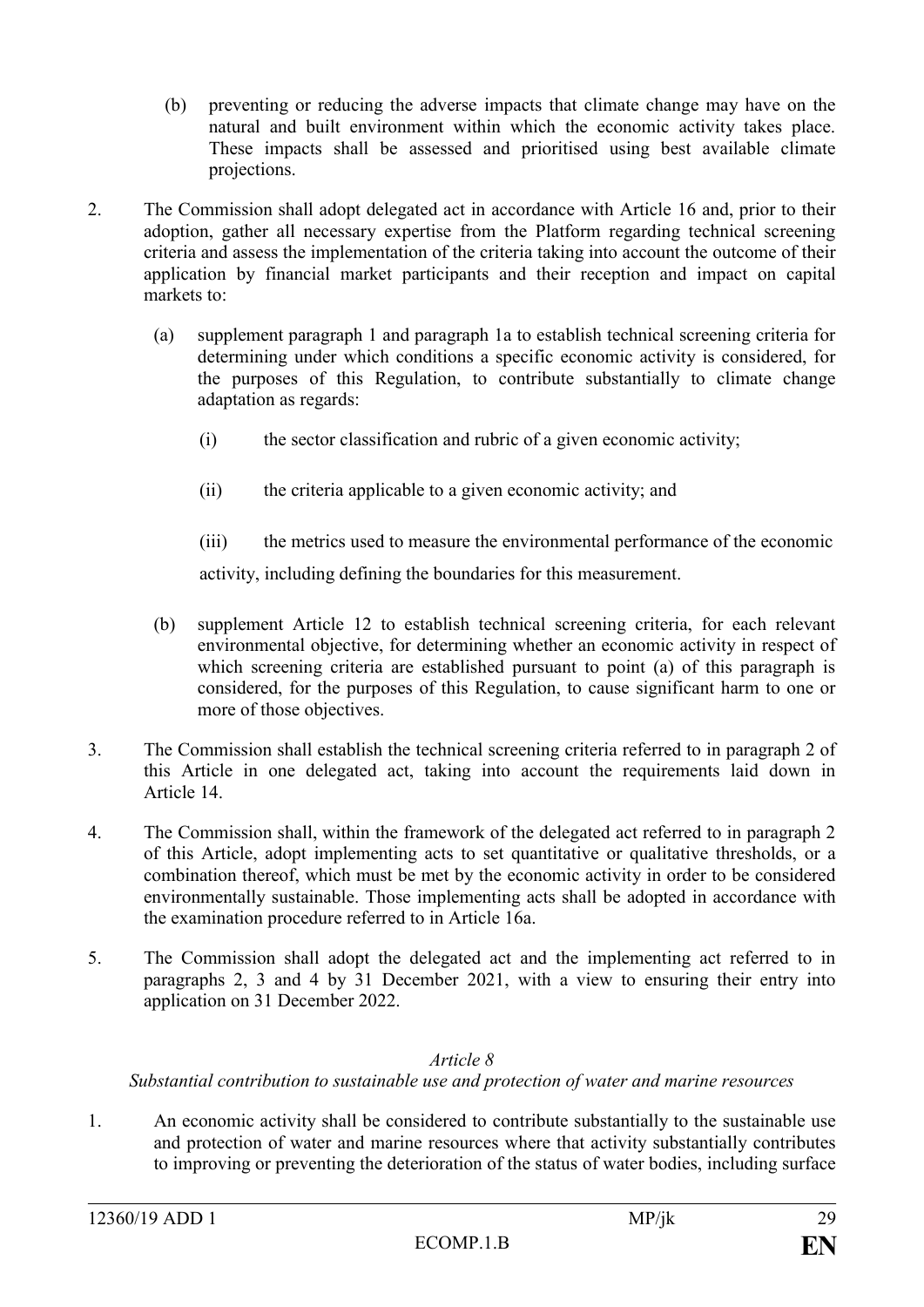(b) preventing or reducing the adverse impacts that climate change may have on the natural and built environment within which the economic activity takes place. These impacts shall be assessed and prioritised using best available climate projections.

2. The Commission shall adopt delegated act in accordance with Article 16 and, prior to their adoption, gather all necessary expertise from the Platform regarding technical screening criteria and assess the implementation of the criteria taking into account the outcome of their application by financial market participants and their reception and impact on capital markets to:

   (a) supplement paragraph 1 and paragraph 1a to establish technical screening criteria for determining under which conditions a specific economic activity is considered, for the purposes of this Regulation, to contribute substantially to climate change adaptation as regards:

      (i) the sector classification and rubric of a given economic activity;

      (ii) the criteria applicable to a given economic activity; and

      (iii) the metrics used to measure the environmental performance of the economic activity, including defining the boundaries for this measurement.

   (b) supplement Article 12 to establish technical screening criteria, for each relevant environmental objective, for determining whether an economic activity in respect of which screening criteria are established pursuant to point (a) of this paragraph is considered, for the purposes of this Regulation, to cause significant harm to one or more of those objectives.

3. The Commission shall establish the technical screening criteria referred to in paragraph 2 of this Article in one delegated act, taking into account the requirements laid down in Article 14.

4. The Commission shall, within the framework of the delegated act referred to in paragraph 2 of this Article, adopt implementing acts to set quantitative or qualitative thresholds, or a combination thereof, which must be met by the economic activity in order to be considered environmentally sustainable. Those implementing acts shall be adopted in accordance with the examination procedure referred to in Article 16a.

5. The Commission shall adopt the delegated act and the implementing act referred to in paragraphs 2, 3 and 4 by 31 December 2021, with a view to ensuring their entry into application on 31 December 2022.

*Article 8*

*Substantial contribution to sustainable use and protection of water and marine resources*

1. An economic activity shall be considered to contribute substantially to the sustainable use and protection of water and marine resources where that activity substantially contributes to improving or preventing the deterioration of the status of water bodies, including surface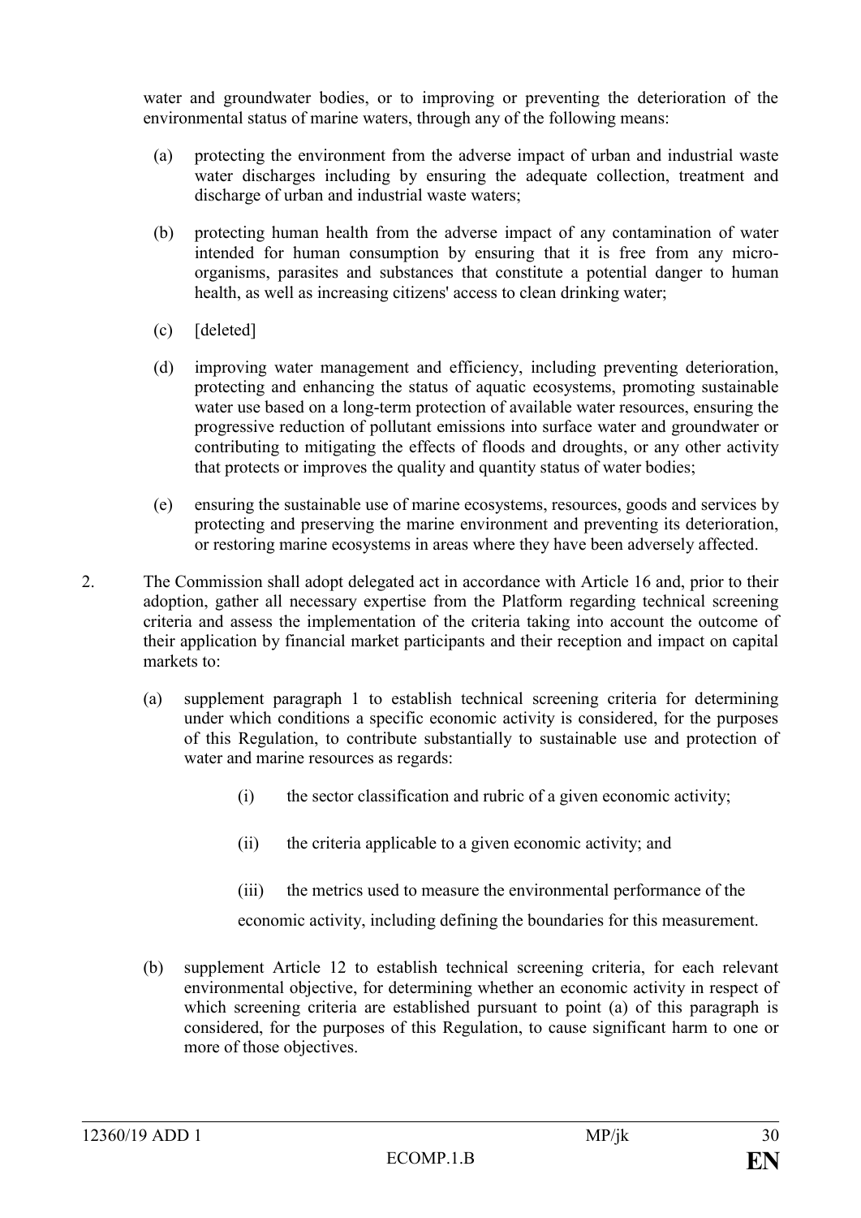water and groundwater bodies, or to improving or preventing the deterioration of the environmental status of marine waters, through any of the following means:

(a) protecting the environment from the adverse impact of urban and industrial waste water discharges including by ensuring the adequate collection, treatment and discharge of urban and industrial waste waters;

(b) protecting human health from the adverse impact of any contamination of water intended for human consumption by ensuring that it is free from any micro-organisms, parasites and substances that constitute a potential danger to human health, as well as increasing citizens' access to clean drinking water;

(c) [deleted]

(d) improving water management and efficiency, including preventing deterioration, protecting and enhancing the status of aquatic ecosystems, promoting sustainable water use based on a long-term protection of available water resources, ensuring the progressive reduction of pollutant emissions into surface water and groundwater or contributing to mitigating the effects of floods and droughts, or any other activity that protects or improves the quality and quantity status of water bodies;

(e) ensuring the sustainable use of marine ecosystems, resources, goods and services by protecting and preserving the marine environment and preventing its deterioration, or restoring marine ecosystems in areas where they have been adversely affected.

2. The Commission shall adopt delegated act in accordance with Article 16 and, prior to their adoption, gather all necessary expertise from the Platform regarding technical screening criteria and assess the implementation of the criteria taking into account the outcome of their application by financial market participants and their reception and impact on capital markets to:

(a) supplement paragraph 1 to establish technical screening criteria for determining under which conditions a specific economic activity is considered, for the purposes of this Regulation, to contribute substantially to sustainable use and protection of water and marine resources as regards:

(i) the sector classification and rubric of a given economic activity;

(ii) the criteria applicable to a given economic activity; and

(iii) the metrics used to measure the environmental performance of the economic activity, including defining the boundaries for this measurement.

(b) supplement Article 12 to establish technical screening criteria, for each relevant environmental objective, for determining whether an economic activity in respect of which screening criteria are established pursuant to point (a) of this paragraph is considered, for the purposes of this Regulation, to cause significant harm to one or more of those objectives.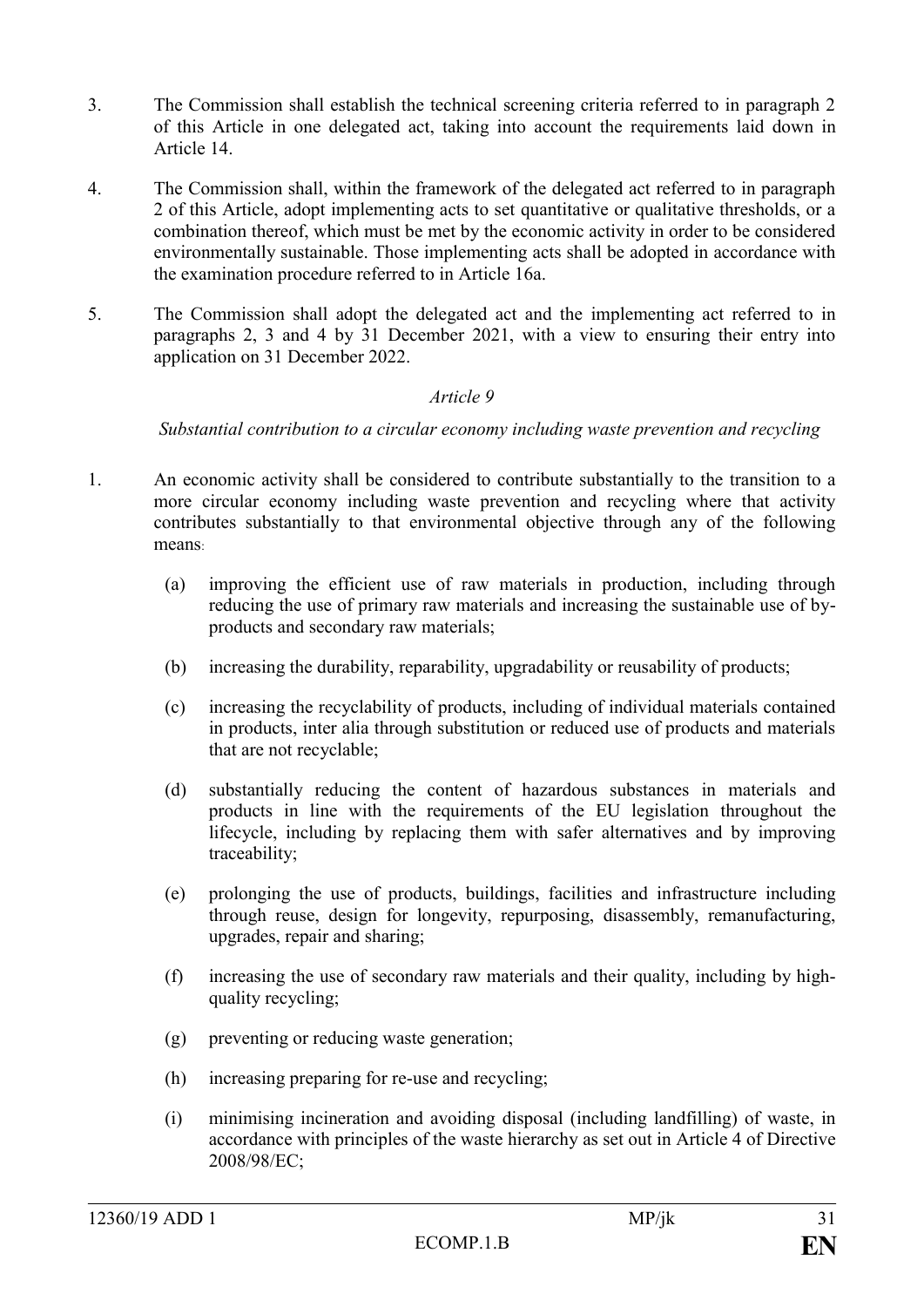3. The Commission shall establish the technical screening criteria referred to in paragraph 2 of this Article in one delegated act, taking into account the requirements laid down in Article 14.

4. The Commission shall, within the framework of the delegated act referred to in paragraph 2 of this Article, adopt implementing acts to set quantitative or qualitative thresholds, or a combination thereof, which must be met by the economic activity in order to be considered environmentally sustainable. Those implementing acts shall be adopted in accordance with the examination procedure referred to in Article 16a.

5. The Commission shall adopt the delegated act and the implementing act referred to in paragraphs 2, 3 and 4 by 31 December 2021, with a view to ensuring their entry into application on 31 December 2022.

*Article 9*

*Substantial contribution to a circular economy including waste prevention and recycling*

1. An economic activity shall be considered to contribute substantially to the transition to a more circular economy including waste prevention and recycling where that activity contributes substantially to that environmental objective through any of the following means:

   (a) improving the efficient use of raw materials in production, including through reducing the use of primary raw materials and increasing the sustainable use of by-products and secondary raw materials;

   (b) increasing the durability, reparability, upgradability or reusability of products;

   (c) increasing the recyclability of products, including of individual materials contained in products, inter alia through substitution or reduced use of products and materials that are not recyclable;

   (d) substantially reducing the content of hazardous substances in materials and products in line with the requirements of the EU legislation throughout the lifecycle, including by replacing them with safer alternatives and by improving traceability;

   (e) prolonging the use of products, buildings, facilities and infrastructure including through reuse, design for longevity, repurposing, disassembly, remanufacturing, upgrades, repair and sharing;

   (f) increasing the use of secondary raw materials and their quality, including by high-quality recycling;

   (g) preventing or reducing waste generation;

   (h) increasing preparing for re-use and recycling;

   (i) minimising incineration and avoiding disposal (including landfilling) of waste, in accordance with principles of the waste hierarchy as set out in Article 4 of Directive 2008/98/EC;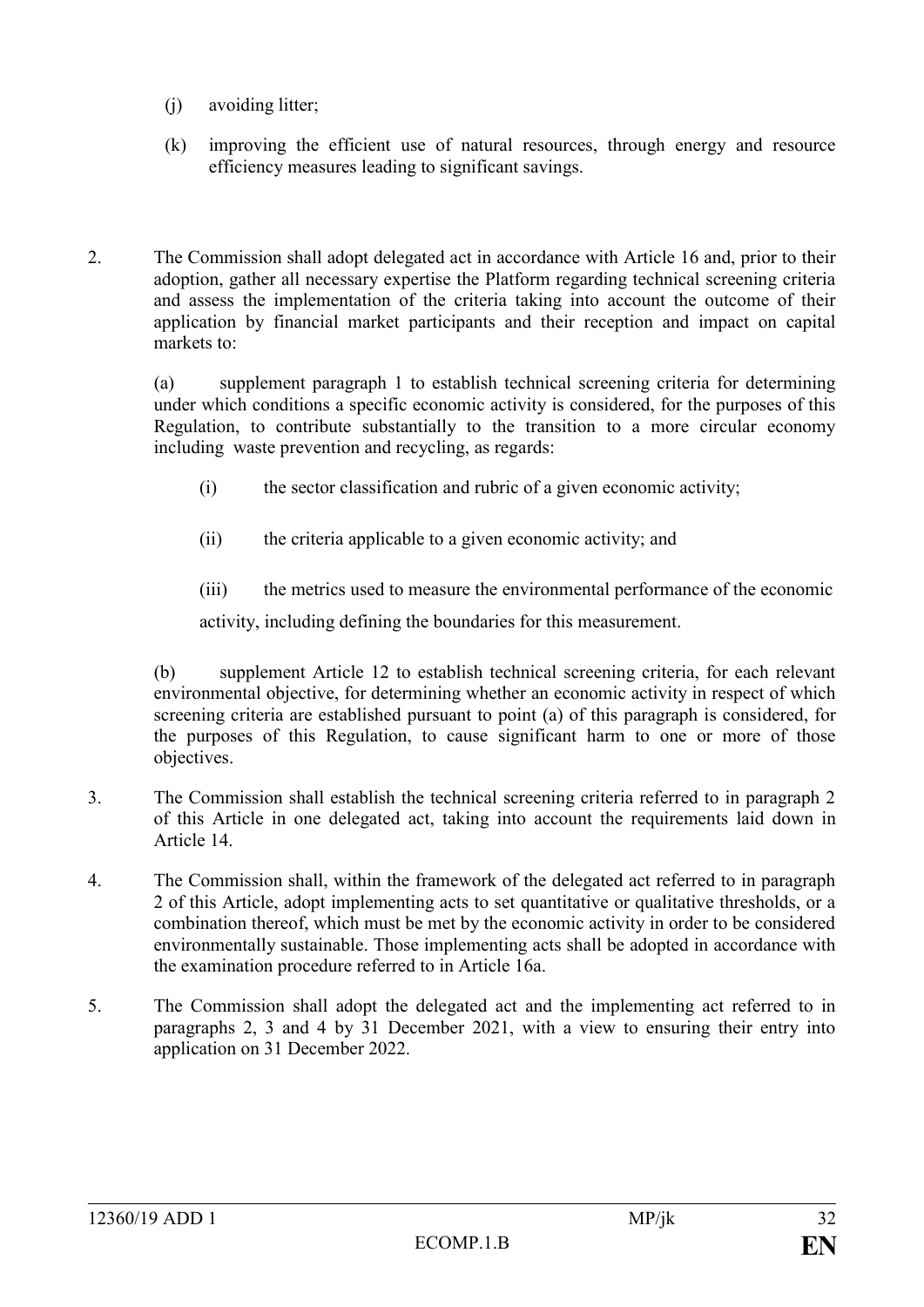(j) avoiding litter;

(k) improving the efficient use of natural resources, through energy and resource efficiency measures leading to significant savings.

2. The Commission shall adopt delegated act in accordance with Article 16 and, prior to their adoption, gather all necessary expertise the Platform regarding technical screening criteria and assess the implementation of the criteria taking into account the outcome of their application by financial market participants and their reception and impact on capital markets to:

   (a) supplement paragraph 1 to establish technical screening criteria for determining under which conditions a specific economic activity is considered, for the purposes of this Regulation, to contribute substantially to the transition to a more circular economy including waste prevention and recycling, as regards:

   (i) the sector classification and rubric of a given economic activity;

   (ii) the criteria applicable to a given economic activity; and

   (iii) the metrics used to measure the environmental performance of the economic activity, including defining the boundaries for this measurement.

   (b) supplement Article 12 to establish technical screening criteria, for each relevant environmental objective, for determining whether an economic activity in respect of which screening criteria are established pursuant to point (a) of this paragraph is considered, for the purposes of this Regulation, to cause significant harm to one or more of those objectives.

3. The Commission shall establish the technical screening criteria referred to in paragraph 2 of this Article in one delegated act, taking into account the requirements laid down in Article 14.

4. The Commission shall, within the framework of the delegated act referred to in paragraph 2 of this Article, adopt implementing acts to set quantitative or qualitative thresholds, or a combination thereof, which must be met by the economic activity in order to be considered environmentally sustainable. Those implementing acts shall be adopted in accordance with the examination procedure referred to in Article 16a.

5. The Commission shall adopt the delegated act and the implementing act referred to in paragraphs 2, 3 and 4 by 31 December 2021, with a view to ensuring their entry into application on 31 December 2022.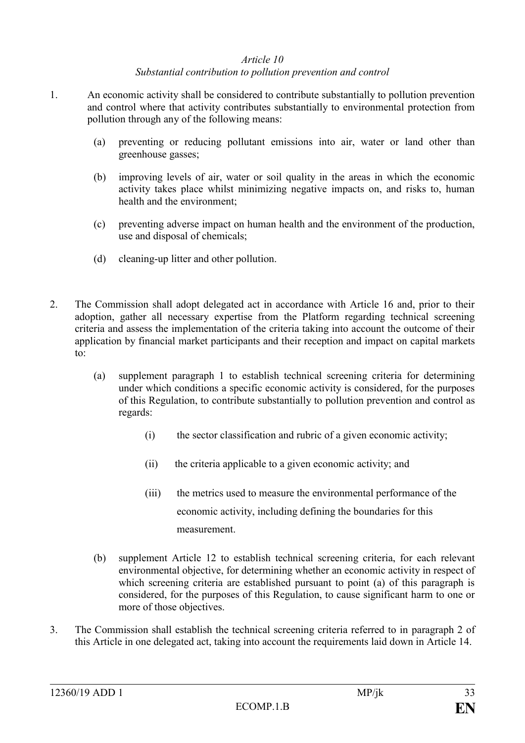*Article 10*

*Substantial contribution to pollution prevention and control*

1. An economic activity shall be considered to contribute substantially to pollution prevention and control where that activity contributes substantially to environmental protection from pollution through any of the following means:

   (a) preventing or reducing pollutant emissions into air, water or land other than greenhouse gasses;

   (b) improving levels of air, water or soil quality in the areas in which the economic activity takes place whilst minimizing negative impacts on, and risks to, human health and the environment;

   (c) preventing adverse impact on human health and the environment of the production, use and disposal of chemicals;

   (d) cleaning-up litter and other pollution.

2. The Commission shall adopt delegated act in accordance with Article 16 and, prior to their adoption, gather all necessary expertise from the Platform regarding technical screening criteria and assess the implementation of the criteria taking into account the outcome of their application by financial market participants and their reception and impact on capital markets to:

   (a) supplement paragraph 1 to establish technical screening criteria for determining under which conditions a specific economic activity is considered, for the purposes of this Regulation, to contribute substantially to pollution prevention and control as regards:

      (i) the sector classification and rubric of a given economic activity;

      (ii) the criteria applicable to a given economic activity; and

      (iii) the metrics used to measure the environmental performance of the economic activity, including defining the boundaries for this measurement.

   (b) supplement Article 12 to establish technical screening criteria, for each relevant environmental objective, for determining whether an economic activity in respect of which screening criteria are established pursuant to point (a) of this paragraph is considered, for the purposes of this Regulation, to cause significant harm to one or more of those objectives.

3. The Commission shall establish the technical screening criteria referred to in paragraph 2 of this Article in one delegated act, taking into account the requirements laid down in Article 14.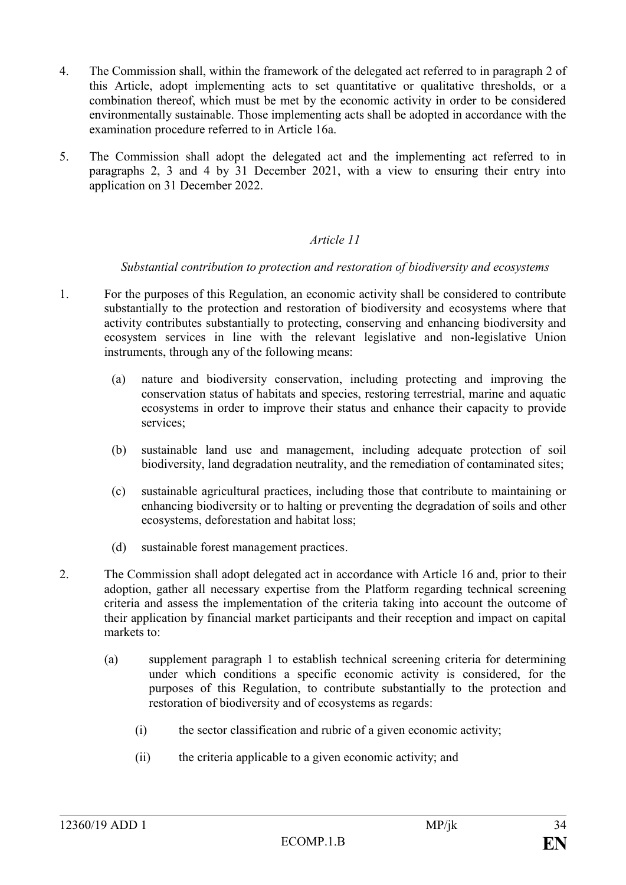4. The Commission shall, within the framework of the delegated act referred to in paragraph 2 of this Article, adopt implementing acts to set quantitative or qualitative thresholds, or a combination thereof, which must be met by the economic activity in order to be considered environmentally sustainable. Those implementing acts shall be adopted in accordance with the examination procedure referred to in Article 16a.

5. The Commission shall adopt the delegated act and the implementing act referred to in paragraphs 2, 3 and 4 by 31 December 2021, with a view to ensuring their entry into application on 31 December 2022.

*Article 11*

*Substantial contribution to protection and restoration of biodiversity and ecosystems*

1. For the purposes of this Regulation, an economic activity shall be considered to contribute substantially to the protection and restoration of biodiversity and ecosystems where that activity contributes substantially to protecting, conserving and enhancing biodiversity and ecosystem services in line with the relevant legislative and non-legislative Union instruments, through any of the following means:

   (a) nature and biodiversity conservation, including protecting and improving the conservation status of habitats and species, restoring terrestrial, marine and aquatic ecosystems in order to improve their status and enhance their capacity to provide services;

   (b) sustainable land use and management, including adequate protection of soil biodiversity, land degradation neutrality, and the remediation of contaminated sites;

   (c) sustainable agricultural practices, including those that contribute to maintaining or enhancing biodiversity or to halting or preventing the degradation of soils and other ecosystems, deforestation and habitat loss;

   (d) sustainable forest management practices.

2. The Commission shall adopt delegated act in accordance with Article 16 and, prior to their adoption, gather all necessary expertise from the Platform regarding technical screening criteria and assess the implementation of the criteria taking into account the outcome of their application by financial market participants and their reception and impact on capital markets to:

   (a) supplement paragraph 1 to establish technical screening criteria for determining under which conditions a specific economic activity is considered, for the purposes of this Regulation, to contribute substantially to the protection and restoration of biodiversity and of ecosystems as regards:

      (i) the sector classification and rubric of a given economic activity;

      (ii) the criteria applicable to a given economic activity; and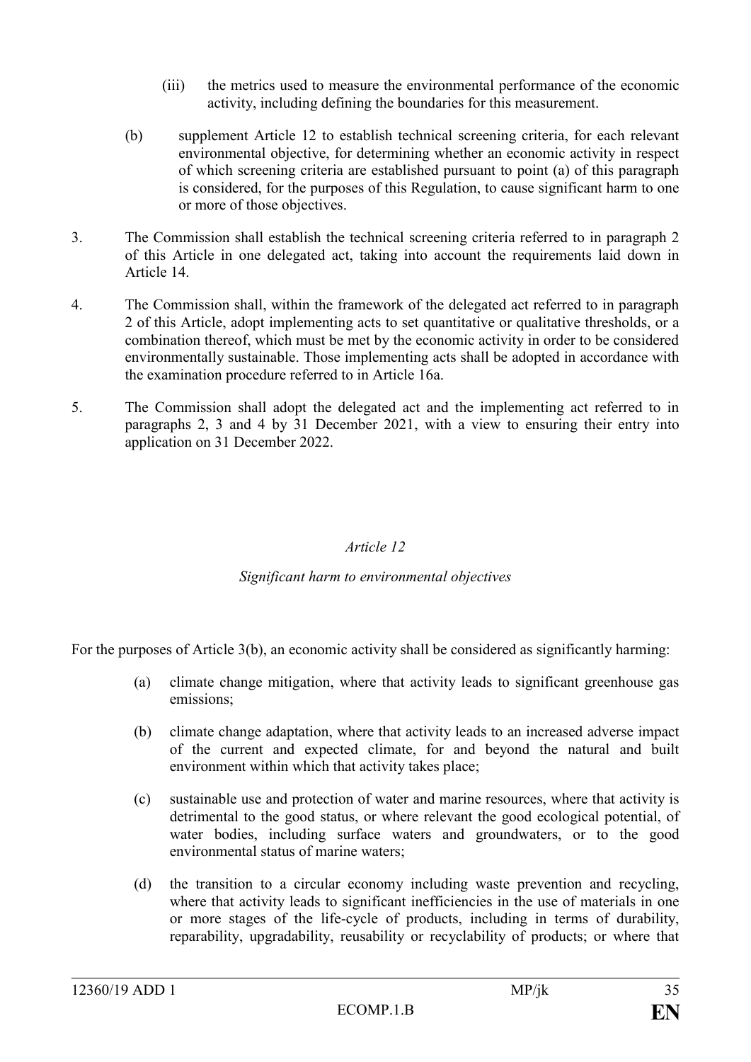(iii) the metrics used to measure the environmental performance of the economic activity, including defining the boundaries for this measurement.

(b) supplement Article 12 to establish technical screening criteria, for each relevant environmental objective, for determining whether an economic activity in respect of which screening criteria are established pursuant to point (a) of this paragraph is considered, for the purposes of this Regulation, to cause significant harm to one or more of those objectives.

3. The Commission shall establish the technical screening criteria referred to in paragraph 2 of this Article in one delegated act, taking into account the requirements laid down in Article 14.

4. The Commission shall, within the framework of the delegated act referred to in paragraph 2 of this Article, adopt implementing acts to set quantitative or qualitative thresholds, or a combination thereof, which must be met by the economic activity in order to be considered environmentally sustainable. Those implementing acts shall be adopted in accordance with the examination procedure referred to in Article 16a.

5. The Commission shall adopt the delegated act and the implementing act referred to in paragraphs 2, 3 and 4 by 31 December 2021, with a view to ensuring their entry into application on 31 December 2022.

*Article 12*

*Significant harm to environmental objectives*

For the purposes of Article 3(b), an economic activity shall be considered as significantly harming:

(a) climate change mitigation, where that activity leads to significant greenhouse gas emissions;

(b) climate change adaptation, where that activity leads to an increased adverse impact of the current and expected climate, for and beyond the natural and built environment within which that activity takes place;

(c) sustainable use and protection of water and marine resources, where that activity is detrimental to the good status, or where relevant the good ecological potential, of water bodies, including surface waters and groundwaters, or to the good environmental status of marine waters;

(d) the transition to a circular economy including waste prevention and recycling, where that activity leads to significant inefficiencies in the use of materials in one or more stages of the life-cycle of products, including in terms of durability, reparability, upgradability, reusability or recyclability of products; or where that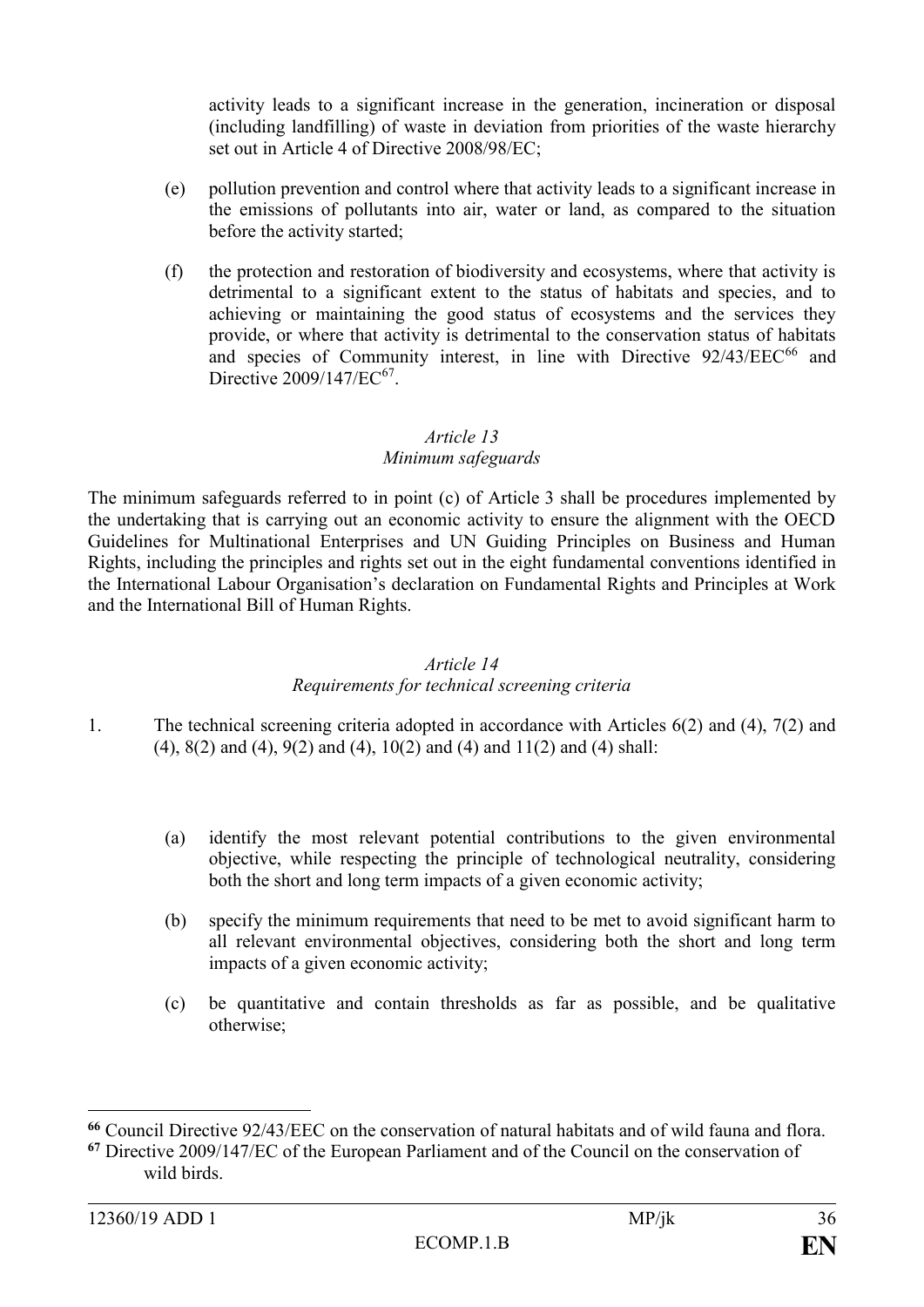activity leads to a significant increase in the generation, incineration or disposal (including landfilling) of waste in deviation from priorities of the waste hierarchy set out in Article 4 of Directive 2008/98/EC;

(e) pollution prevention and control where that activity leads to a significant increase in the emissions of pollutants into air, water or land, as compared to the situation before the activity started;

(f) the protection and restoration of biodiversity and ecosystems, where that activity is detrimental to a significant extent to the status of habitats and species, and to achieving or maintaining the good status of ecosystems and the services they provide, or where that activity is detrimental to the conservation status of habitats and species of Community interest, in line with Directive 92/43/EEC[66] and Directive 2009/147/EC[67].

*Article 13*
*Minimum safeguards*

The minimum safeguards referred to in point (c) of Article 3 shall be procedures implemented by the undertaking that is carrying out an economic activity to ensure the alignment with the OECD Guidelines for Multinational Enterprises and UN Guiding Principles on Business and Human Rights, including the principles and rights set out in the eight fundamental conventions identified in the International Labour Organisation's declaration on Fundamental Rights and Principles at Work and the International Bill of Human Rights.

*Article 14*
*Requirements for technical screening criteria*

1. The technical screening criteria adopted in accordance with Articles 6(2) and (4), 7(2) and (4), 8(2) and (4), 9(2) and (4), 10(2) and (4) and 11(2) and (4) shall:

(a) identify the most relevant potential contributions to the given environmental objective, while respecting the principle of technological neutrality, considering both the short and long term impacts of a given economic activity;

(b) specify the minimum requirements that need to be met to avoid significant harm to all relevant environmental objectives, considering both the short and long term impacts of a given economic activity;

(c) be quantitative and contain thresholds as far as possible, and be qualitative otherwise;

---

[66] Council Directive 92/43/EEC on the conservation of natural habitats and of wild fauna and flora.

[67] Directive 2009/147/EC of the European Parliament and of the Council on the conservation of wild birds.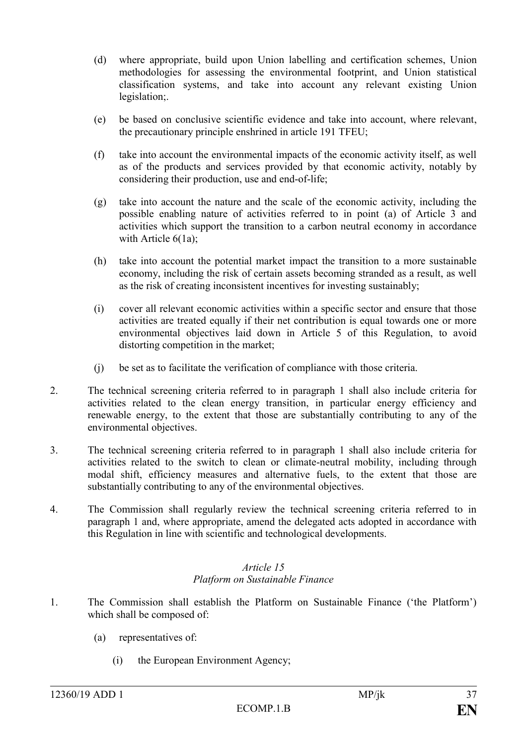(d) where appropriate, build upon Union labelling and certification schemes, Union methodologies for assessing the environmental footprint, and Union statistical classification systems, and take into account any relevant existing Union legislation;.

(e) be based on conclusive scientific evidence and take into account, where relevant, the precautionary principle enshrined in article 191 TFEU;

(f) take into account the environmental impacts of the economic activity itself, as well as of the products and services provided by that economic activity, notably by considering their production, use and end-of-life;

(g) take into account the nature and the scale of the economic activity, including the possible enabling nature of activities referred to in point (a) of Article 3 and activities which support the transition to a carbon neutral economy in accordance with Article 6(1a);

(h) take into account the potential market impact the transition to a more sustainable economy, including the risk of certain assets becoming stranded as a result, as well as the risk of creating inconsistent incentives for investing sustainably;

(i) cover all relevant economic activities within a specific sector and ensure that those activities are treated equally if their net contribution is equal towards one or more environmental objectives laid down in Article 5 of this Regulation, to avoid distorting competition in the market;

(j) be set as to facilitate the verification of compliance with those criteria.

2. The technical screening criteria referred to in paragraph 1 shall also include criteria for activities related to the clean energy transition, in particular energy efficiency and renewable energy, to the extent that those are substantially contributing to any of the environmental objectives.

3. The technical screening criteria referred to in paragraph 1 shall also include criteria for activities related to the switch to clean or climate-neutral mobility, including through modal shift, efficiency measures and alternative fuels, to the extent that those are substantially contributing to any of the environmental objectives.

4. The Commission shall regularly review the technical screening criteria referred to in paragraph 1 and, where appropriate, amend the delegated acts adopted in accordance with this Regulation in line with scientific and technological developments.

*Article 15*

*Platform on Sustainable Finance*

1. The Commission shall establish the Platform on Sustainable Finance ('the Platform') which shall be composed of:

   (a) representatives of:

      (i) the European Environment Agency;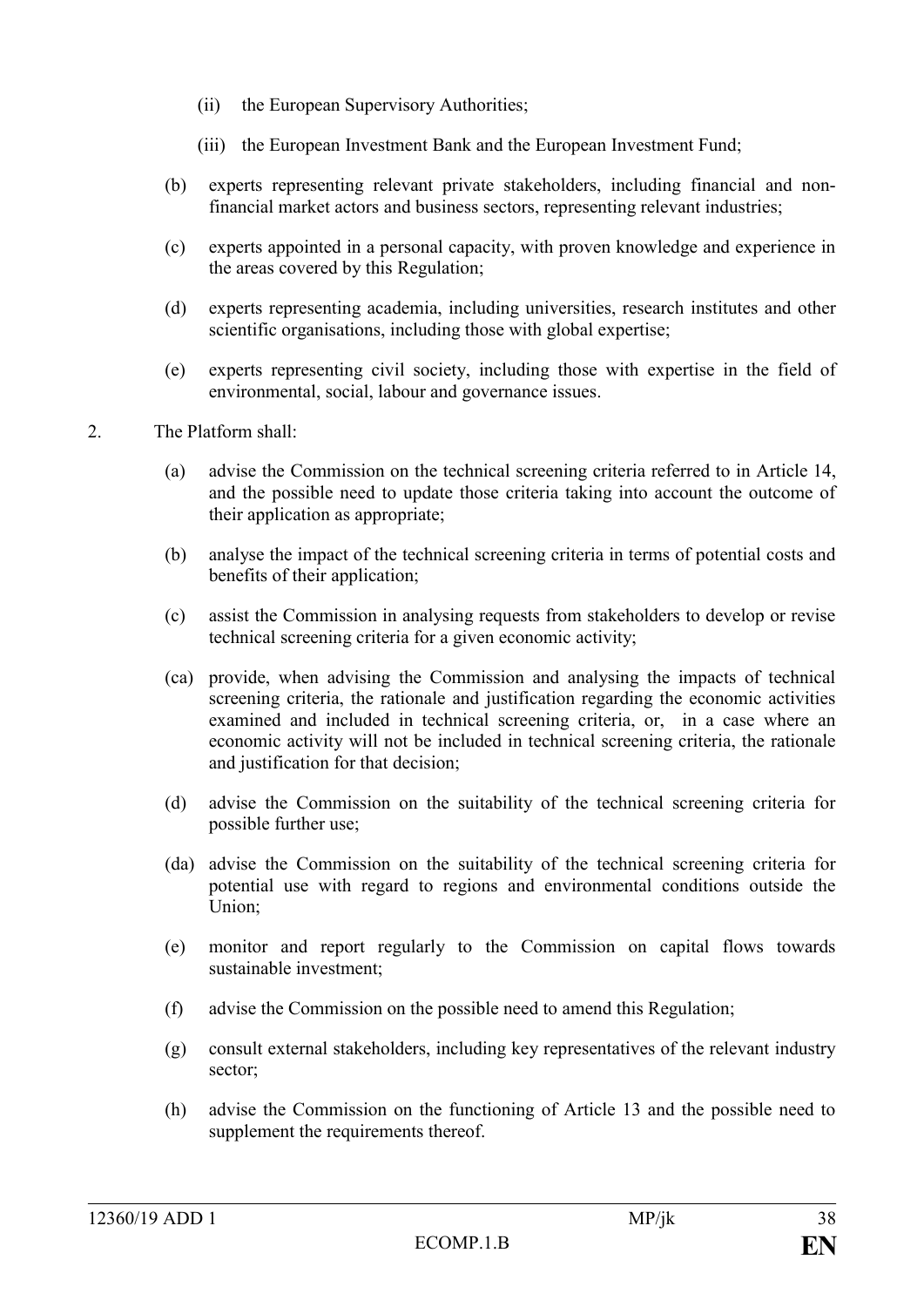(ii) the European Supervisory Authorities;

(iii) the European Investment Bank and the European Investment Fund;

(b) experts representing relevant private stakeholders, including financial and non-financial market actors and business sectors, representing relevant industries;

(c) experts appointed in a personal capacity, with proven knowledge and experience in the areas covered by this Regulation;

(d) experts representing academia, including universities, research institutes and other scientific organisations, including those with global expertise;

(e) experts representing civil society, including those with expertise in the field of environmental, social, labour and governance issues.

2. The Platform shall:

(a) advise the Commission on the technical screening criteria referred to in Article 14, and the possible need to update those criteria taking into account the outcome of their application as appropriate;

(b) analyse the impact of the technical screening criteria in terms of potential costs and benefits of their application;

(c) assist the Commission in analysing requests from stakeholders to develop or revise technical screening criteria for a given economic activity;

(ca) provide, when advising the Commission and analysing the impacts of technical screening criteria, the rationale and justification regarding the economic activities examined and included in technical screening criteria, or, in a case where an economic activity will not be included in technical screening criteria, the rationale and justification for that decision;

(d) advise the Commission on the suitability of the technical screening criteria for possible further use;

(da) advise the Commission on the suitability of the technical screening criteria for potential use with regard to regions and environmental conditions outside the Union;

(e) monitor and report regularly to the Commission on capital flows towards sustainable investment;

(f) advise the Commission on the possible need to amend this Regulation;

(g) consult external stakeholders, including key representatives of the relevant industry sector;

(h) advise the Commission on the functioning of Article 13 and the possible need to supplement the requirements thereof.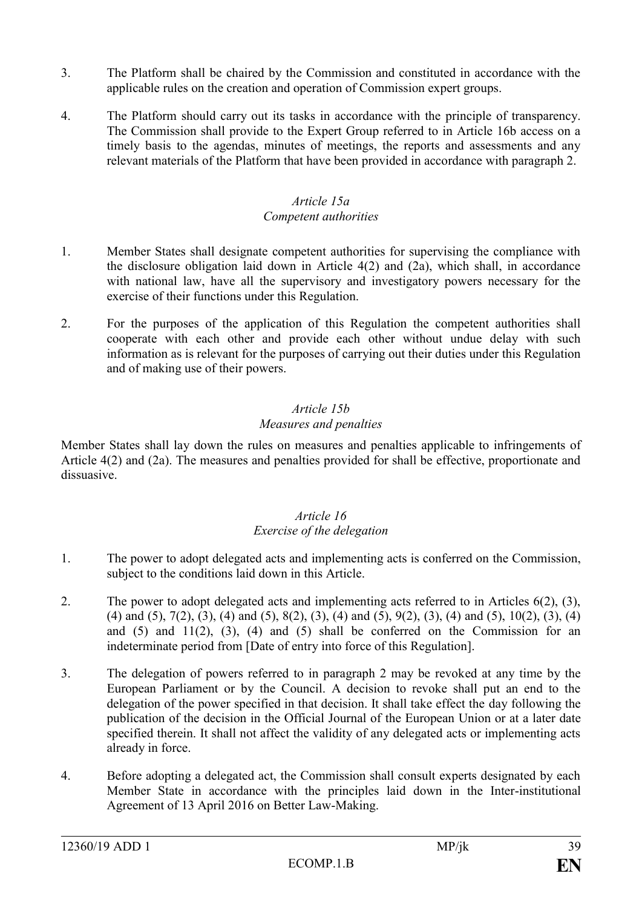3. The Platform shall be chaired by the Commission and constituted in accordance with the applicable rules on the creation and operation of Commission expert groups.

4. The Platform should carry out its tasks in accordance with the principle of transparency. The Commission shall provide to the Expert Group referred to in Article 16b access on a timely basis to the agendas, minutes of meetings, the reports and assessments and any relevant materials of the Platform that have been provided in accordance with paragraph 2.

*Article 15a*
*Competent authorities*

1. Member States shall designate competent authorities for supervising the compliance with the disclosure obligation laid down in Article 4(2) and (2a), which shall, in accordance with national law, have all the supervisory and investigatory powers necessary for the exercise of their functions under this Regulation.

2. For the purposes of the application of this Regulation the competent authorities shall cooperate with each other and provide each other without undue delay with such information as is relevant for the purposes of carrying out their duties under this Regulation and of making use of their powers.

*Article 15b*
*Measures and penalties*

Member States shall lay down the rules on measures and penalties applicable to infringements of Article 4(2) and (2a). The measures and penalties provided for shall be effective, proportionate and dissuasive.

*Article 16*
*Exercise of the delegation*

1. The power to adopt delegated acts and implementing acts is conferred on the Commission, subject to the conditions laid down in this Article.

2. The power to adopt delegated acts and implementing acts referred to in Articles 6(2), (3), (4) and (5), 7(2), (3), (4) and (5), 8(2), (3), (4) and (5), 9(2), (3), (4) and (5), 10(2), (3), (4) and (5) and 11(2), (3), (4) and (5) shall be conferred on the Commission for an indeterminate period from [Date of entry into force of this Regulation].

3. The delegation of powers referred to in paragraph 2 may be revoked at any time by the European Parliament or by the Council. A decision to revoke shall put an end to the delegation of the power specified in that decision. It shall take effect the day following the publication of the decision in the Official Journal of the European Union or at a later date specified therein. It shall not affect the validity of any delegated acts or implementing acts already in force.

4. Before adopting a delegated act, the Commission shall consult experts designated by each Member State in accordance with the principles laid down in the Inter-institutional Agreement of 13 April 2016 on Better Law-Making.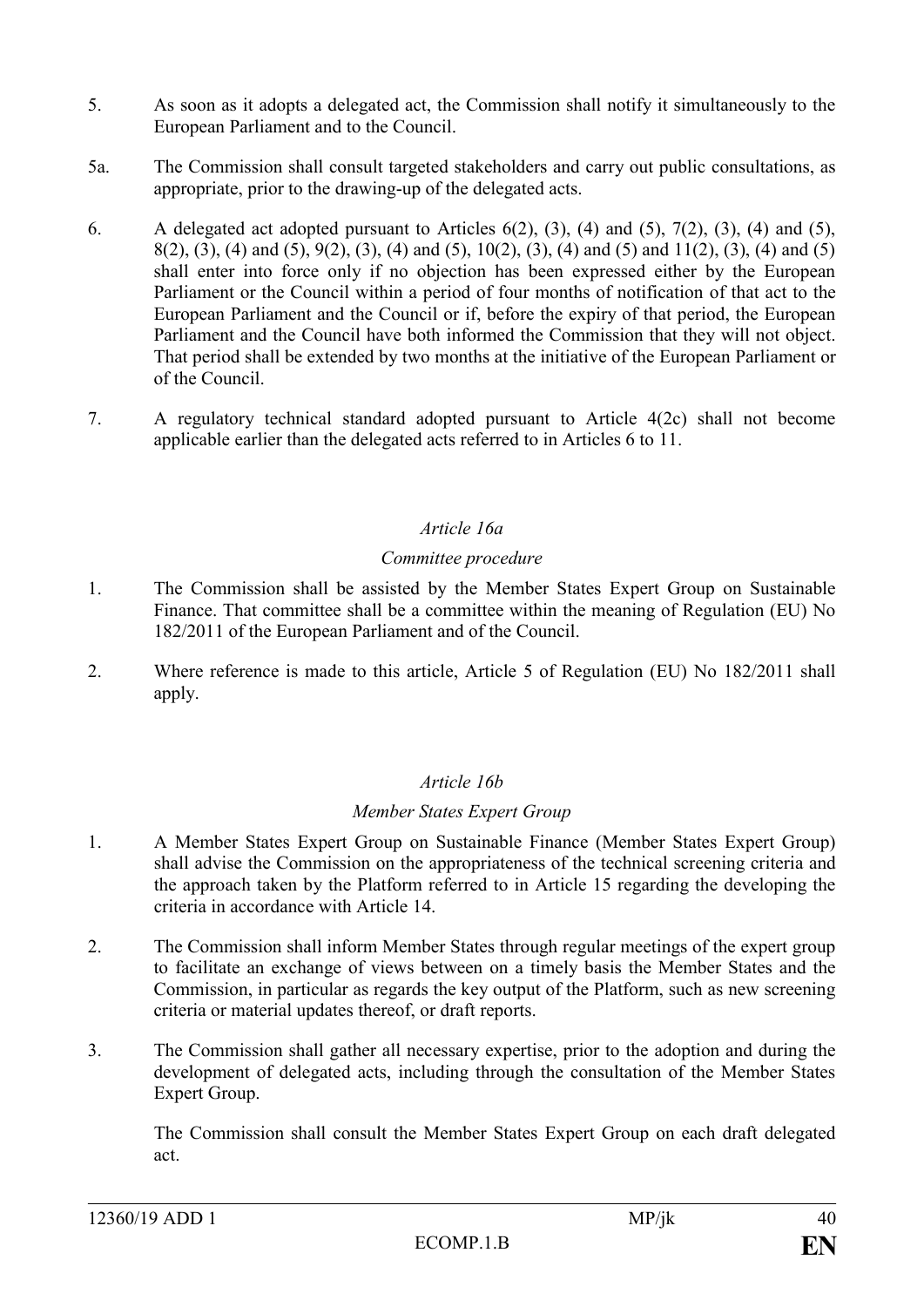5. As soon as it adopts a delegated act, the Commission shall notify it simultaneously to the European Parliament and to the Council.

5a. The Commission shall consult targeted stakeholders and carry out public consultations, as appropriate, prior to the drawing-up of the delegated acts.

6. A delegated act adopted pursuant to Articles 6(2), (3), (4) and (5), 7(2), (3), (4) and (5), 8(2), (3), (4) and (5), 9(2), (3), (4) and (5), 10(2), (3), (4) and (5) and 11(2), (3), (4) and (5) shall enter into force only if no objection has been expressed either by the European Parliament or the Council within a period of four months of notification of that act to the European Parliament and the Council or if, before the expiry of that period, the European Parliament and the Council have both informed the Commission that they will not object. That period shall be extended by two months at the initiative of the European Parliament or of the Council.

7. A regulatory technical standard adopted pursuant to Article 4(2c) shall not become applicable earlier than the delegated acts referred to in Articles 6 to 11.

*Article 16a*

*Committee procedure*

1. The Commission shall be assisted by the Member States Expert Group on Sustainable Finance. That committee shall be a committee within the meaning of Regulation (EU) No 182/2011 of the European Parliament and of the Council.

2. Where reference is made to this article, Article 5 of Regulation (EU) No 182/2011 shall apply.

*Article 16b*

*Member States Expert Group*

1. A Member States Expert Group on Sustainable Finance (Member States Expert Group) shall advise the Commission on the appropriateness of the technical screening criteria and the approach taken by the Platform referred to in Article 15 regarding the developing the criteria in accordance with Article 14.

2. The Commission shall inform Member States through regular meetings of the expert group to facilitate an exchange of views between on a timely basis the Member States and the Commission, in particular as regards the key output of the Platform, such as new screening criteria or material updates thereof, or draft reports.

3. The Commission shall gather all necessary expertise, prior to the adoption and during the development of delegated acts, including through the consultation of the Member States Expert Group.

   The Commission shall consult the Member States Expert Group on each draft delegated act.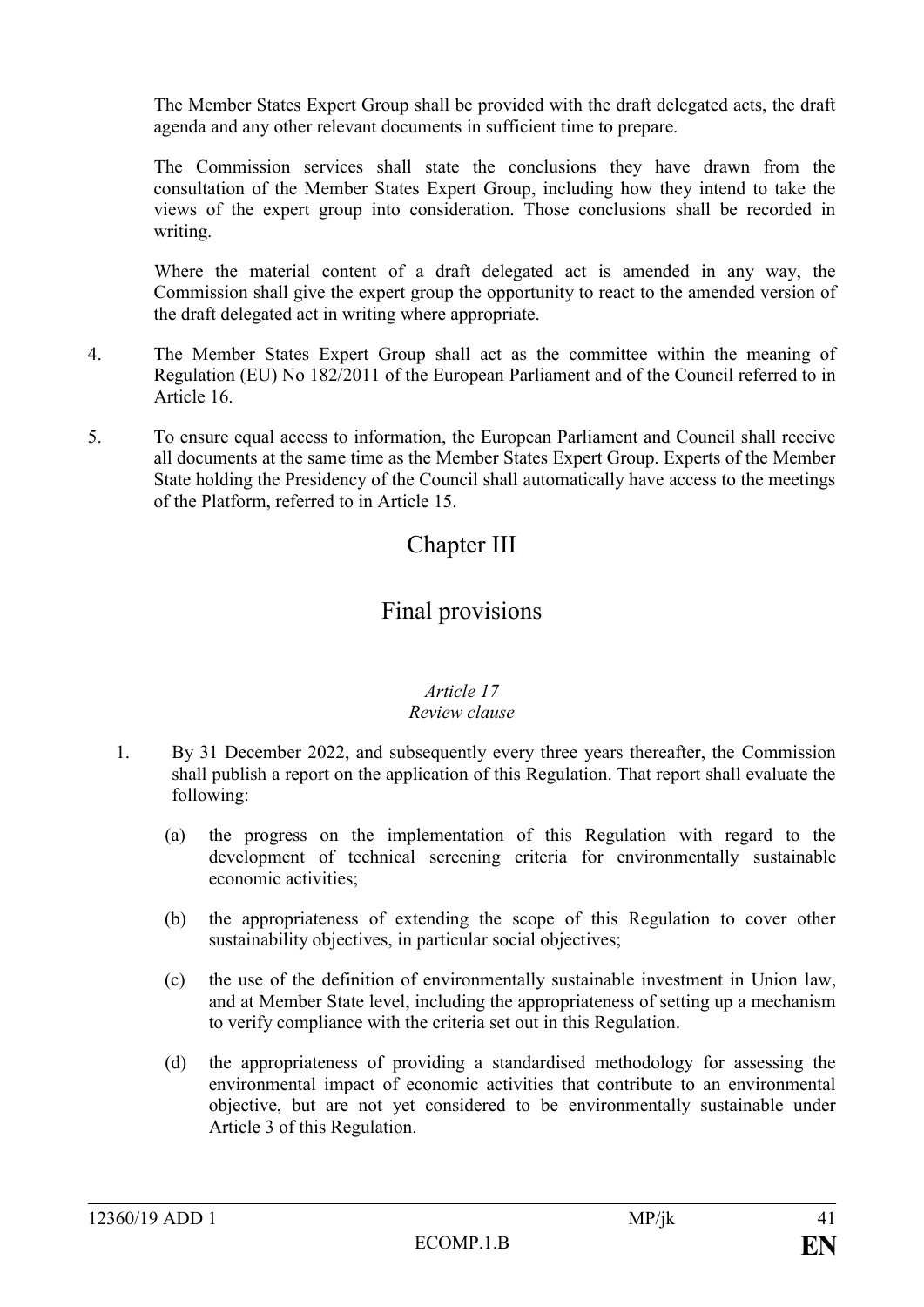The Member States Expert Group shall be provided with the draft delegated acts, the draft agenda and any other relevant documents in sufficient time to prepare.

The Commission services shall state the conclusions they have drawn from the consultation of the Member States Expert Group, including how they intend to take the views of the expert group into consideration. Those conclusions shall be recorded in writing.

Where the material content of a draft delegated act is amended in any way, the Commission shall give the expert group the opportunity to react to the amended version of the draft delegated act in writing where appropriate.

4. The Member States Expert Group shall act as the committee within the meaning of Regulation (EU) No 182/2011 of the European Parliament and of the Council referred to in Article 16.

5. To ensure equal access to information, the European Parliament and Council shall receive all documents at the same time as the Member States Expert Group. Experts of the Member State holding the Presidency of the Council shall automatically have access to the meetings of the Platform, referred to in Article 15.

# Chapter III

# Final provisions

*Article 17*
*Review clause*

1. By 31 December 2022, and subsequently every three years thereafter, the Commission shall publish a report on the application of this Regulation. That report shall evaluate the following:

   (a) the progress on the implementation of this Regulation with regard to the development of technical screening criteria for environmentally sustainable economic activities;

   (b) the appropriateness of extending the scope of this Regulation to cover other sustainability objectives, in particular social objectives;

   (c) the use of the definition of environmentally sustainable investment in Union law, and at Member State level, including the appropriateness of setting up a mechanism to verify compliance with the criteria set out in this Regulation.

   (d) the appropriateness of providing a standardised methodology for assessing the environmental impact of economic activities that contribute to an environmental objective, but are not yet considered to be environmentally sustainable under Article 3 of this Regulation.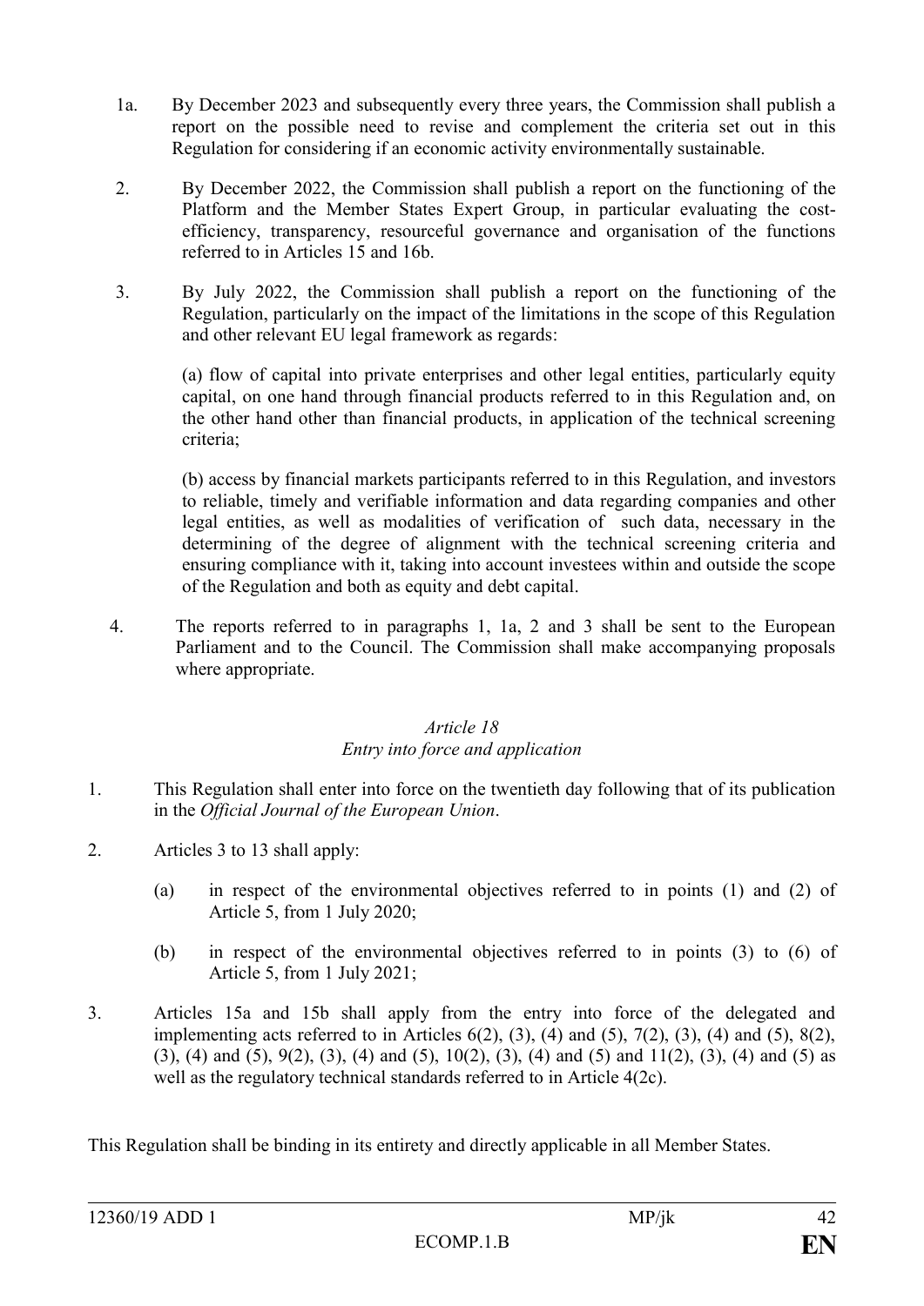1a. By December 2023 and subsequently every three years, the Commission shall publish a report on the possible need to revise and complement the criteria set out in this Regulation for considering if an economic activity environmentally sustainable.

2. By December 2022, the Commission shall publish a report on the functioning of the Platform and the Member States Expert Group, in particular evaluating the cost-efficiency, transparency, resourceful governance and organisation of the functions referred to in Articles 15 and 16b.

3. By July 2022, the Commission shall publish a report on the functioning of the Regulation, particularly on the impact of the limitations in the scope of this Regulation and other relevant EU legal framework as regards:

(a) flow of capital into private enterprises and other legal entities, particularly equity capital, on one hand through financial products referred to in this Regulation and, on the other hand other than financial products, in application of the technical screening criteria;

(b) access by financial markets participants referred to in this Regulation, and investors to reliable, timely and verifiable information and data regarding companies and other legal entities, as well as modalities of verification of such data, necessary in the determining of the degree of alignment with the technical screening criteria and ensuring compliance with it, taking into account investees within and outside the scope of the Regulation and both as equity and debt capital.

4. The reports referred to in paragraphs 1, 1a, 2 and 3 shall be sent to the European Parliament and to the Council. The Commission shall make accompanying proposals where appropriate.

*Article 18*
*Entry into force and application*

1. This Regulation shall enter into force on the twentieth day following that of its publication in the *Official Journal of the European Union*.

2. Articles 3 to 13 shall apply:

   (a) in respect of the environmental objectives referred to in points (1) and (2) of Article 5, from 1 July 2020;

   (b) in respect of the environmental objectives referred to in points (3) to (6) of Article 5, from 1 July 2021;

3. Articles 15a and 15b shall apply from the entry into force of the delegated and implementing acts referred to in Articles 6(2), (3), (4) and (5), 7(2), (3), (4) and (5), 8(2), (3), (4) and (5), 9(2), (3), (4) and (5), 10(2), (3), (4) and (5) and 11(2), (3), (4) and (5) as well as the regulatory technical standards referred to in Article 4(2c).

This Regulation shall be binding in its entirety and directly applicable in all Member States.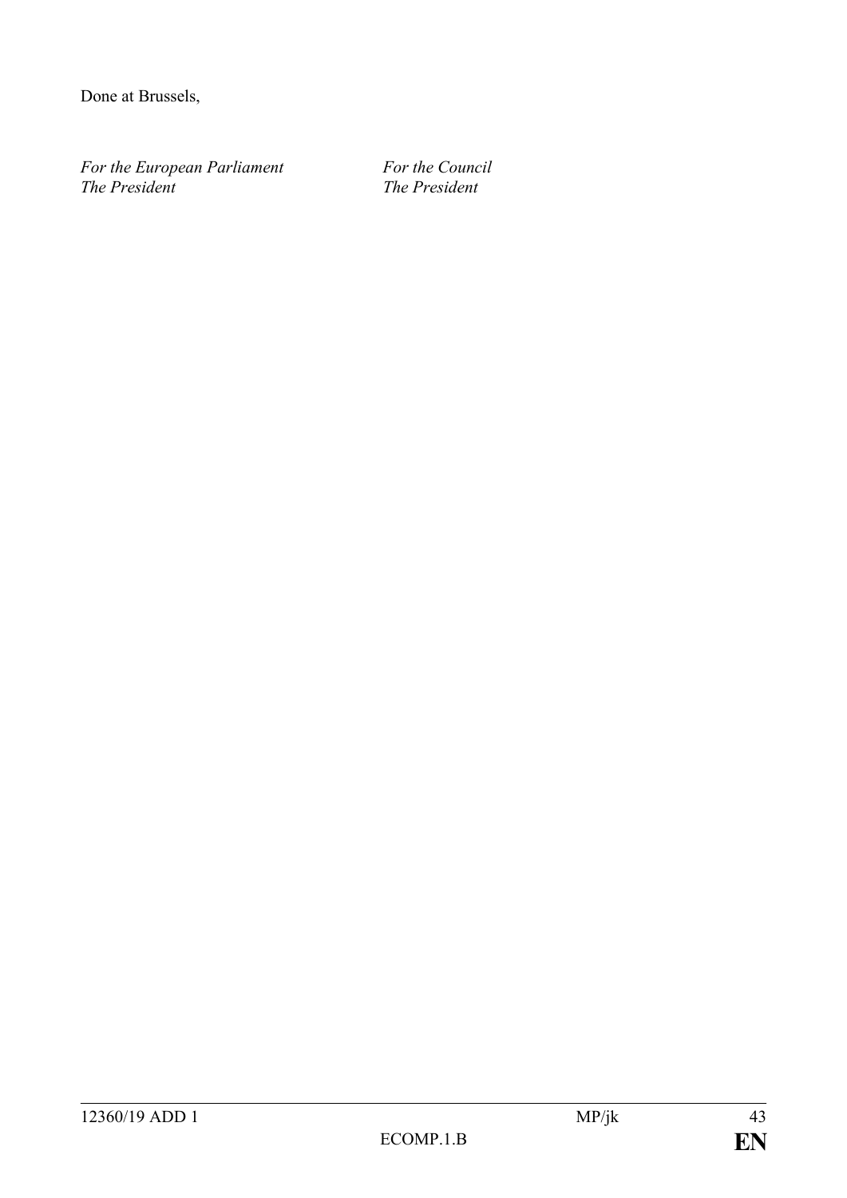Done at Brussels,

*For the European Parliament*
*The President*

*For the Council*
*The President*